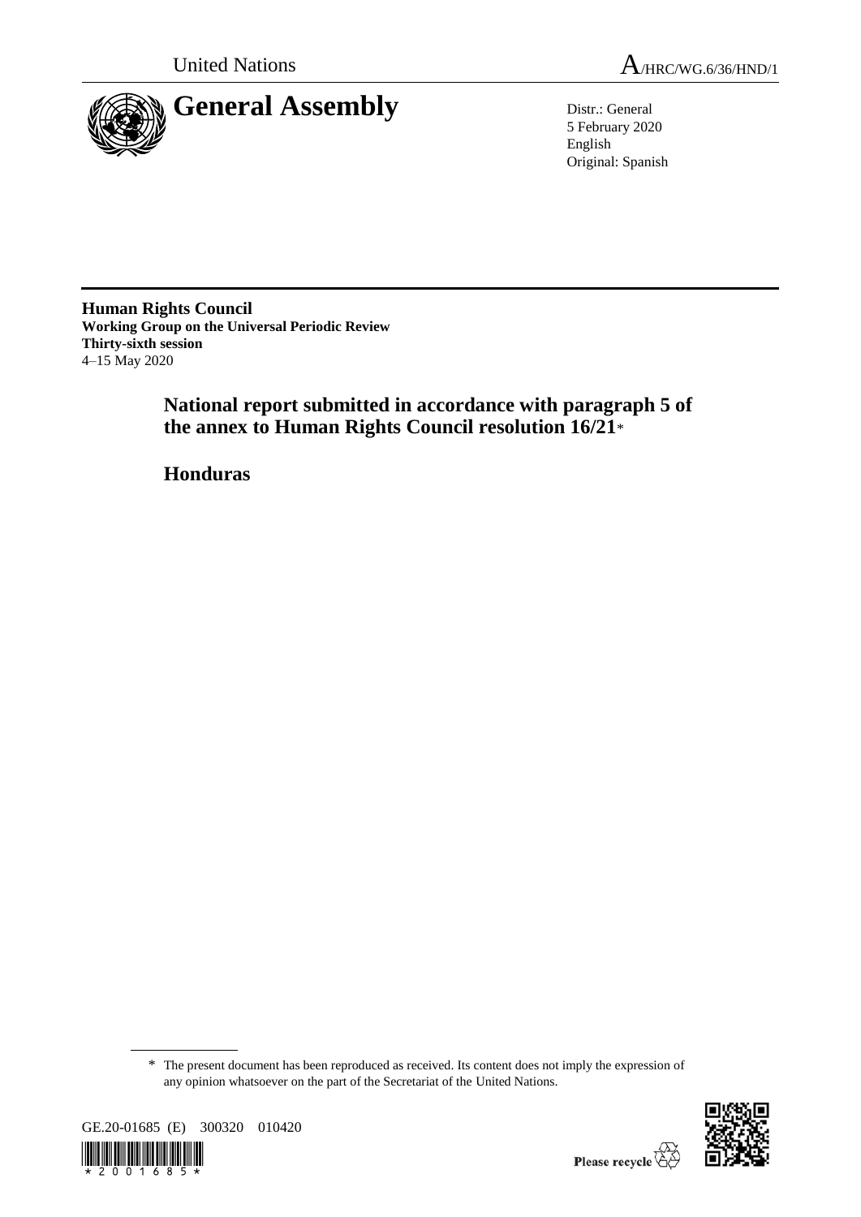United Nations

A/HRC/WG.6/36/HND/1

# General Assembly

Distr.: General
5 February 2020
English
Original: Spanish

**Human Rights Council**
**Working Group on the Universal Periodic Review**
**Thirty-sixth session**
4–15 May 2020

## National report submitted in accordance with paragraph 5 of the annex to Human Rights Council resolution 16/21*

## Honduras

* The present document has been reproduced as received. Its content does not imply the expression of any opinion whatsoever on the part of the Secretariat of the United Nations.

GE.20-01685 (E) 300320 010420

Please recycle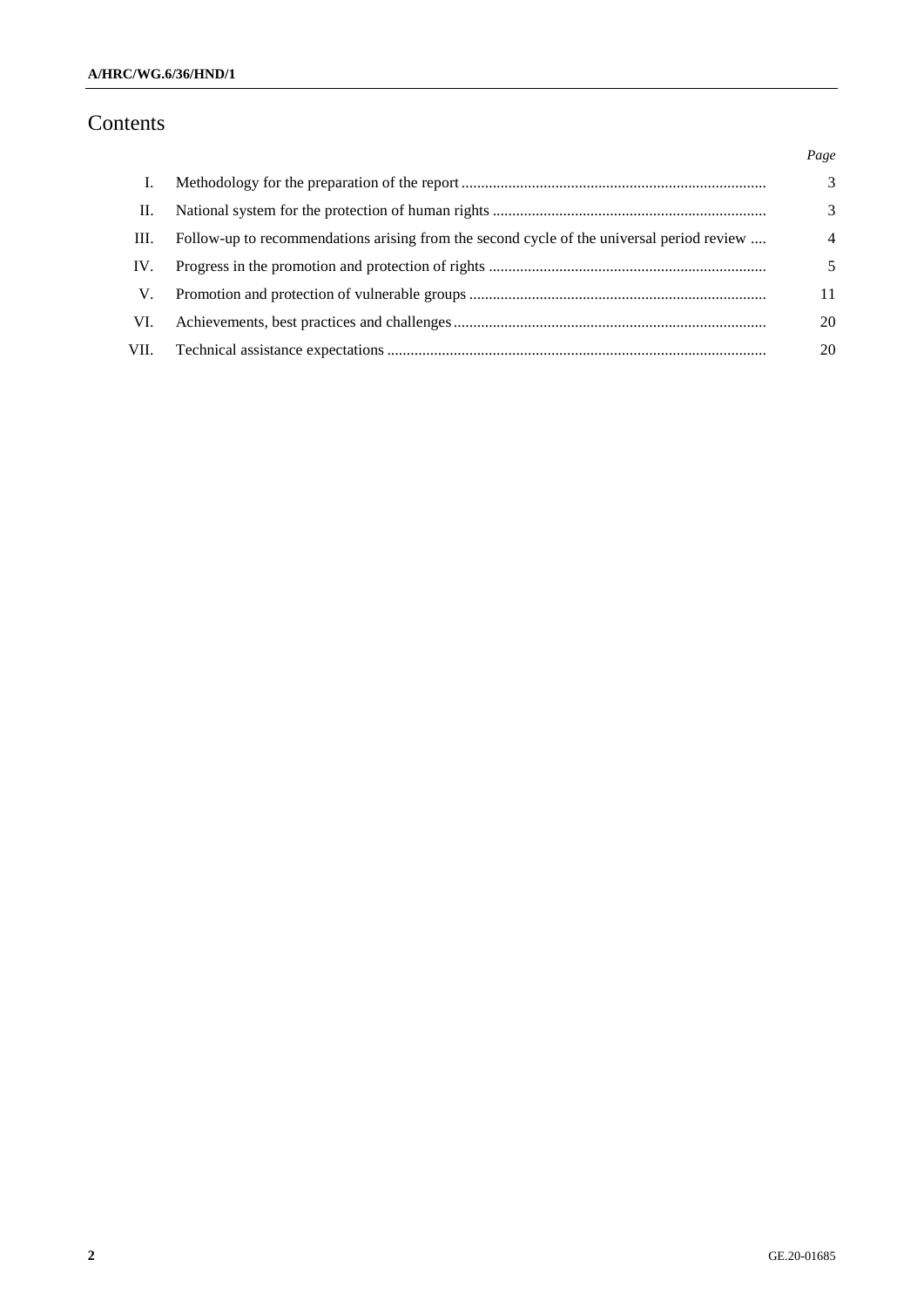# Contents

| | | Page |
|---|---|---|
| I. | Methodology for the preparation of the report | 3 |
| II. | National system for the protection of human rights | 3 |
| III. | Follow-up to recommendations arising from the second cycle of the universal period review | 4 |
| IV. | Progress in the promotion and protection of rights | 5 |
| V. | Promotion and protection of vulnerable groups | 11 |
| VI. | Achievements, best practices and challenges | 20 |
| VII. | Technical assistance expectations | 20 |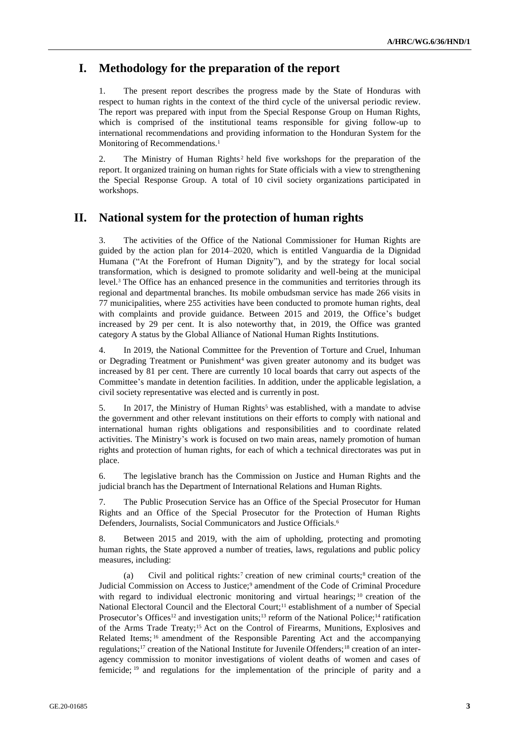## I. Methodology for the preparation of the report

1. The present report describes the progress made by the State of Honduras with respect to human rights in the context of the third cycle of the universal periodic review. The report was prepared with input from the Special Response Group on Human Rights, which is comprised of the institutional teams responsible for giving follow-up to international recommendations and providing information to the Honduran System for the Monitoring of Recommendations.[1]

2. The Ministry of Human Rights[2] held five workshops for the preparation of the report. It organized training on human rights for State officials with a view to strengthening the Special Response Group. A total of 10 civil society organizations participated in workshops.

## II. National system for the protection of human rights

3. The activities of the Office of the National Commissioner for Human Rights are guided by the action plan for 2014–2020, which is entitled Vanguardia de la Dignidad Humana ("At the Forefront of Human Dignity"), and by the strategy for local social transformation, which is designed to promote solidarity and well-being at the municipal level.[3] The Office has an enhanced presence in the communities and territories through its regional and departmental branches. Its mobile ombudsman service has made 266 visits in 77 municipalities, where 255 activities have been conducted to promote human rights, deal with complaints and provide guidance. Between 2015 and 2019, the Office's budget increased by 29 per cent. It is also noteworthy that, in 2019, the Office was granted category A status by the Global Alliance of National Human Rights Institutions.

4. In 2019, the National Committee for the Prevention of Torture and Cruel, Inhuman or Degrading Treatment or Punishment[4] was given greater autonomy and its budget was increased by 81 per cent. There are currently 10 local boards that carry out aspects of the Committee's mandate in detention facilities. In addition, under the applicable legislation, a civil society representative was elected and is currently in post.

5. In 2017, the Ministry of Human Rights[5] was established, with a mandate to advise the government and other relevant institutions on their efforts to comply with national and international human rights obligations and responsibilities and to coordinate related activities. The Ministry's work is focused on two main areas, namely promotion of human rights and protection of human rights, for each of which a technical directorates was put in place.

6. The legislative branch has the Commission on Justice and Human Rights and the judicial branch has the Department of International Relations and Human Rights.

7. The Public Prosecution Service has an Office of the Special Prosecutor for Human Rights and an Office of the Special Prosecutor for the Protection of Human Rights Defenders, Journalists, Social Communicators and Justice Officials.[6]

8. Between 2015 and 2019, with the aim of upholding, protecting and promoting human rights, the State approved a number of treaties, laws, regulations and public policy measures, including:

(a) Civil and political rights:[7] creation of new criminal courts;[8] creation of the Judicial Commission on Access to Justice;[9] amendment of the Code of Criminal Procedure with regard to individual electronic monitoring and virtual hearings;[10] creation of the National Electoral Council and the Electoral Court;[11] establishment of a number of Special Prosecutor's Offices[12] and investigation units;[13] reform of the National Police;[14] ratification of the Arms Trade Treaty;[15] Act on the Control of Firearms, Munitions, Explosives and Related Items;[16] amendment of the Responsible Parenting Act and the accompanying regulations;[17] creation of the National Institute for Juvenile Offenders;[18] creation of an inter-agency commission to monitor investigations of violent deaths of women and cases of femicide;[19] and regulations for the implementation of the principle of parity and a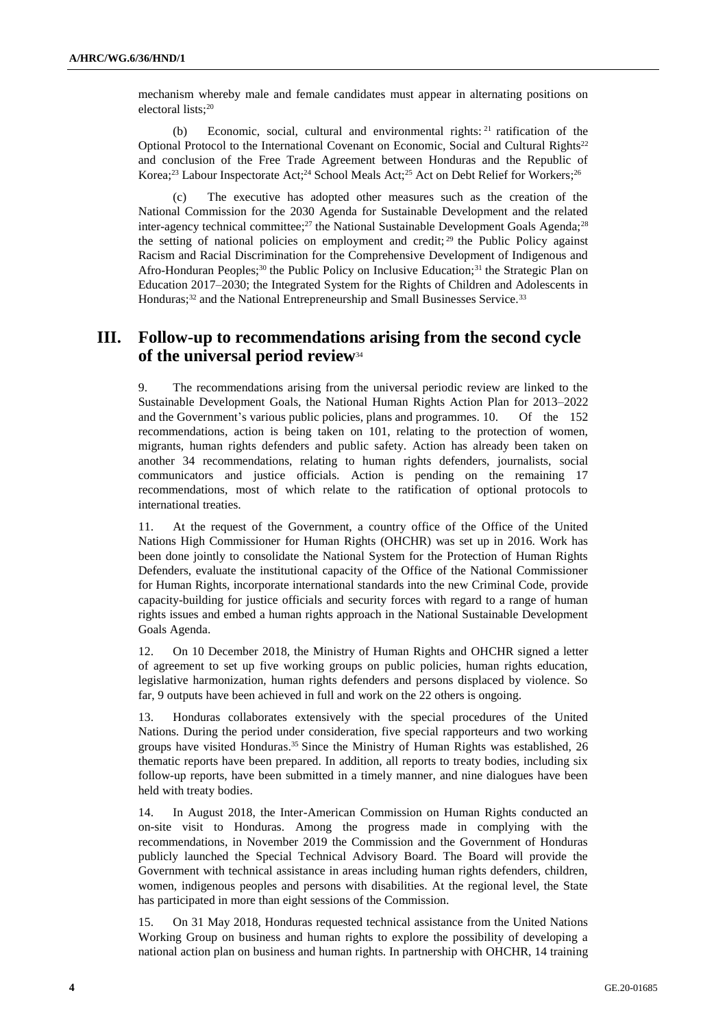mechanism whereby male and female candidates must appear in alternating positions on electoral lists;[20]

(b) Economic, social, cultural and environmental rights:[21] ratification of the Optional Protocol to the International Covenant on Economic, Social and Cultural Rights[22] and conclusion of the Free Trade Agreement between Honduras and the Republic of Korea;[23] Labour Inspectorate Act;[24] School Meals Act;[25] Act on Debt Relief for Workers;[26]

(c) The executive has adopted other measures such as the creation of the National Commission for the 2030 Agenda for Sustainable Development and the related inter-agency technical committee;[27] the National Sustainable Development Goals Agenda;[28] the setting of national policies on employment and credit;[29] the Public Policy against Racism and Racial Discrimination for the Comprehensive Development of Indigenous and Afro-Honduran Peoples;[30] the Public Policy on Inclusive Education;[31] the Strategic Plan on Education 2017–2030; the Integrated System for the Rights of Children and Adolescents in Honduras;[32] and the National Entrepreneurship and Small Businesses Service.[33]

## III. Follow-up to recommendations arising from the second cycle of the universal period review[34]

9. The recommendations arising from the universal periodic review are linked to the Sustainable Development Goals, the National Human Rights Action Plan for 2013–2022 and the Government's various public policies, plans and programmes. 10. Of the 152 recommendations, action is being taken on 101, relating to the protection of women, migrants, human rights defenders and public safety. Action has already been taken on another 34 recommendations, relating to human rights defenders, journalists, social communicators and justice officials. Action is pending on the remaining 17 recommendations, most of which relate to the ratification of optional protocols to international treaties.

11. At the request of the Government, a country office of the Office of the United Nations High Commissioner for Human Rights (OHCHR) was set up in 2016. Work has been done jointly to consolidate the National System for the Protection of Human Rights Defenders, evaluate the institutional capacity of the Office of the National Commissioner for Human Rights, incorporate international standards into the new Criminal Code, provide capacity-building for justice officials and security forces with regard to a range of human rights issues and embed a human rights approach in the National Sustainable Development Goals Agenda.

12. On 10 December 2018, the Ministry of Human Rights and OHCHR signed a letter of agreement to set up five working groups on public policies, human rights education, legislative harmonization, human rights defenders and persons displaced by violence. So far, 9 outputs have been achieved in full and work on the 22 others is ongoing.

13. Honduras collaborates extensively with the special procedures of the United Nations. During the period under consideration, five special rapporteurs and two working groups have visited Honduras.[35] Since the Ministry of Human Rights was established, 26 thematic reports have been prepared. In addition, all reports to treaty bodies, including six follow-up reports, have been submitted in a timely manner, and nine dialogues have been held with treaty bodies.

14. In August 2018, the Inter-American Commission on Human Rights conducted an on-site visit to Honduras. Among the progress made in complying with the recommendations, in November 2019 the Commission and the Government of Honduras publicly launched the Special Technical Advisory Board. The Board will provide the Government with technical assistance in areas including human rights defenders, children, women, indigenous peoples and persons with disabilities. At the regional level, the State has participated in more than eight sessions of the Commission.

15. On 31 May 2018, Honduras requested technical assistance from the United Nations Working Group on business and human rights to explore the possibility of developing a national action plan on business and human rights. In partnership with OHCHR, 14 training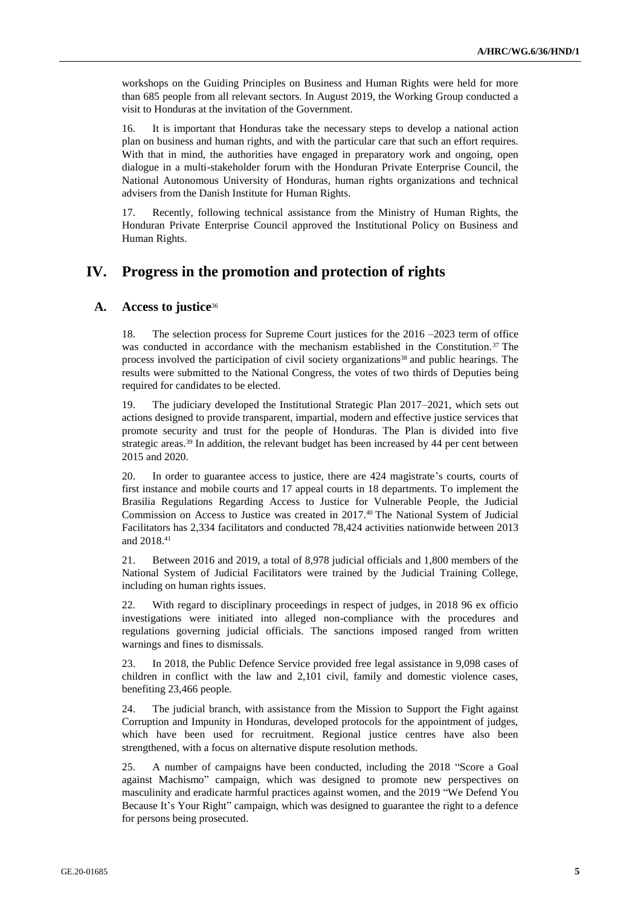workshops on the Guiding Principles on Business and Human Rights were held for more than 685 people from all relevant sectors. In August 2019, the Working Group conducted a visit to Honduras at the invitation of the Government.

16. It is important that Honduras take the necessary steps to develop a national action plan on business and human rights, and with the particular care that such an effort requires. With that in mind, the authorities have engaged in preparatory work and ongoing, open dialogue in a multi-stakeholder forum with the Honduran Private Enterprise Council, the National Autonomous University of Honduras, human rights organizations and technical advisers from the Danish Institute for Human Rights.

17. Recently, following technical assistance from the Ministry of Human Rights, the Honduran Private Enterprise Council approved the Institutional Policy on Business and Human Rights.

# IV. Progress in the promotion and protection of rights

## A. Access to justice[36]

18. The selection process for Supreme Court justices for the 2016 –2023 term of office was conducted in accordance with the mechanism established in the Constitution.[37] The process involved the participation of civil society organizations[38] and public hearings. The results were submitted to the National Congress, the votes of two thirds of Deputies being required for candidates to be elected.

19. The judiciary developed the Institutional Strategic Plan 2017–2021, which sets out actions designed to provide transparent, impartial, modern and effective justice services that promote security and trust for the people of Honduras. The Plan is divided into five strategic areas.[39] In addition, the relevant budget has been increased by 44 per cent between 2015 and 2020.

20. In order to guarantee access to justice, there are 424 magistrate's courts, courts of first instance and mobile courts and 17 appeal courts in 18 departments. To implement the Brasilia Regulations Regarding Access to Justice for Vulnerable People, the Judicial Commission on Access to Justice was created in 2017.[40] The National System of Judicial Facilitators has 2,334 facilitators and conducted 78,424 activities nationwide between 2013 and 2018.[41]

21. Between 2016 and 2019, a total of 8,978 judicial officials and 1,800 members of the National System of Judicial Facilitators were trained by the Judicial Training College, including on human rights issues.

22. With regard to disciplinary proceedings in respect of judges, in 2018 96 ex officio investigations were initiated into alleged non-compliance with the procedures and regulations governing judicial officials. The sanctions imposed ranged from written warnings and fines to dismissals.

23. In 2018, the Public Defence Service provided free legal assistance in 9,098 cases of children in conflict with the law and 2,101 civil, family and domestic violence cases, benefiting 23,466 people.

24. The judicial branch, with assistance from the Mission to Support the Fight against Corruption and Impunity in Honduras, developed protocols for the appointment of judges, which have been used for recruitment. Regional justice centres have also been strengthened, with a focus on alternative dispute resolution methods.

25. A number of campaigns have been conducted, including the 2018 "Score a Goal against Machismo" campaign, which was designed to promote new perspectives on masculinity and eradicate harmful practices against women, and the 2019 "We Defend You Because It's Your Right" campaign, which was designed to guarantee the right to a defence for persons being prosecuted.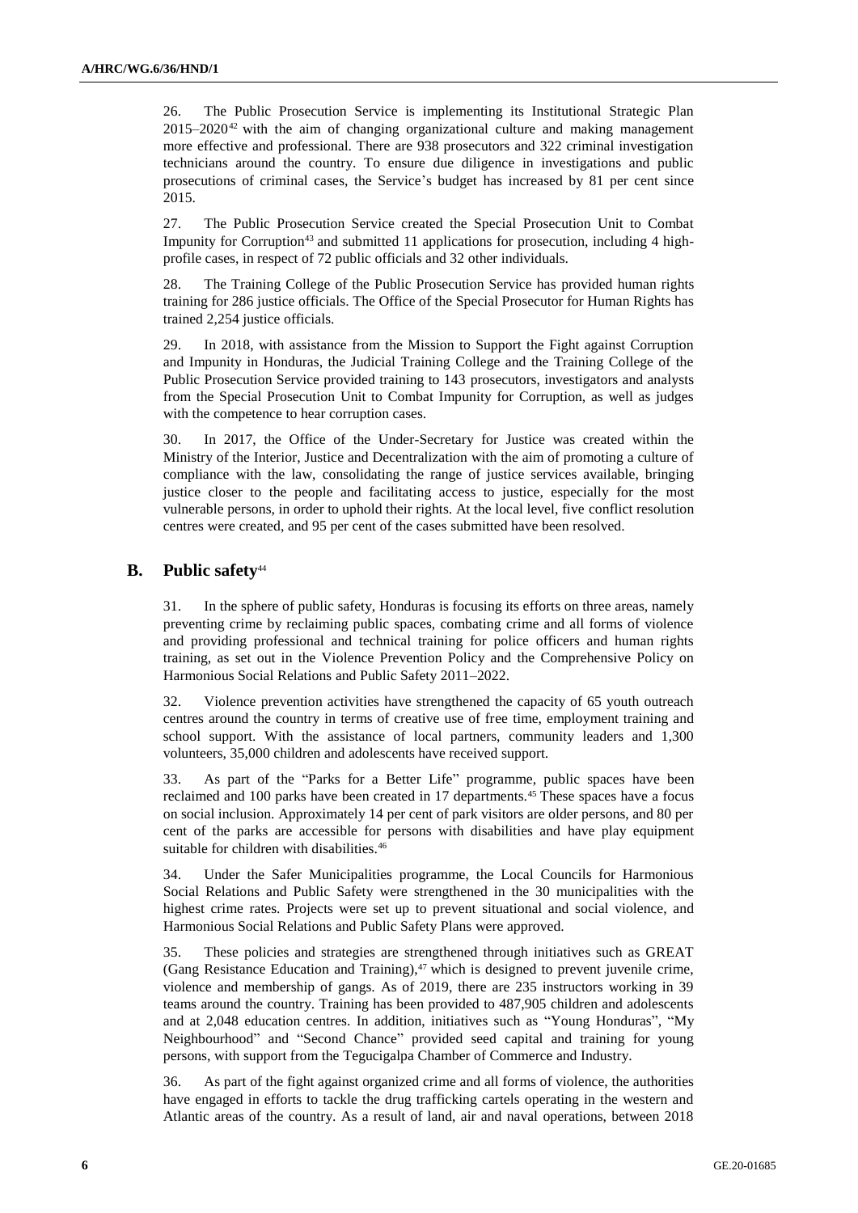26. The Public Prosecution Service is implementing its Institutional Strategic Plan 2015–2020[42] with the aim of changing organizational culture and making management more effective and professional. There are 938 prosecutors and 322 criminal investigation technicians around the country. To ensure due diligence in investigations and public prosecutions of criminal cases, the Service's budget has increased by 81 per cent since 2015.

27. The Public Prosecution Service created the Special Prosecution Unit to Combat Impunity for Corruption[43] and submitted 11 applications for prosecution, including 4 high-profile cases, in respect of 72 public officials and 32 other individuals.

28. The Training College of the Public Prosecution Service has provided human rights training for 286 justice officials. The Office of the Special Prosecutor for Human Rights has trained 2,254 justice officials.

29. In 2018, with assistance from the Mission to Support the Fight against Corruption and Impunity in Honduras, the Judicial Training College and the Training College of the Public Prosecution Service provided training to 143 prosecutors, investigators and analysts from the Special Prosecution Unit to Combat Impunity for Corruption, as well as judges with the competence to hear corruption cases.

30. In 2017, the Office of the Under-Secretary for Justice was created within the Ministry of the Interior, Justice and Decentralization with the aim of promoting a culture of compliance with the law, consolidating the range of justice services available, bringing justice closer to the people and facilitating access to justice, especially for the most vulnerable persons, in order to uphold their rights. At the local level, five conflict resolution centres were created, and 95 per cent of the cases submitted have been resolved.

## B. Public safety[44]

31. In the sphere of public safety, Honduras is focusing its efforts on three areas, namely preventing crime by reclaiming public spaces, combating crime and all forms of violence and providing professional and technical training for police officers and human rights training, as set out in the Violence Prevention Policy and the Comprehensive Policy on Harmonious Social Relations and Public Safety 2011–2022.

32. Violence prevention activities have strengthened the capacity of 65 youth outreach centres around the country in terms of creative use of free time, employment training and school support. With the assistance of local partners, community leaders and 1,300 volunteers, 35,000 children and adolescents have received support.

33. As part of the "Parks for a Better Life" programme, public spaces have been reclaimed and 100 parks have been created in 17 departments.[45] These spaces have a focus on social inclusion. Approximately 14 per cent of park visitors are older persons, and 80 per cent of the parks are accessible for persons with disabilities and have play equipment suitable for children with disabilities.[46]

34. Under the Safer Municipalities programme, the Local Councils for Harmonious Social Relations and Public Safety were strengthened in the 30 municipalities with the highest crime rates. Projects were set up to prevent situational and social violence, and Harmonious Social Relations and Public Safety Plans were approved.

35. These policies and strategies are strengthened through initiatives such as GREAT (Gang Resistance Education and Training),[47] which is designed to prevent juvenile crime, violence and membership of gangs. As of 2019, there are 235 instructors working in 39 teams around the country. Training has been provided to 487,905 children and adolescents and at 2,048 education centres. In addition, initiatives such as "Young Honduras", "My Neighbourhood" and "Second Chance" provided seed capital and training for young persons, with support from the Tegucigalpa Chamber of Commerce and Industry.

36. As part of the fight against organized crime and all forms of violence, the authorities have engaged in efforts to tackle the drug trafficking cartels operating in the western and Atlantic areas of the country. As a result of land, air and naval operations, between 2018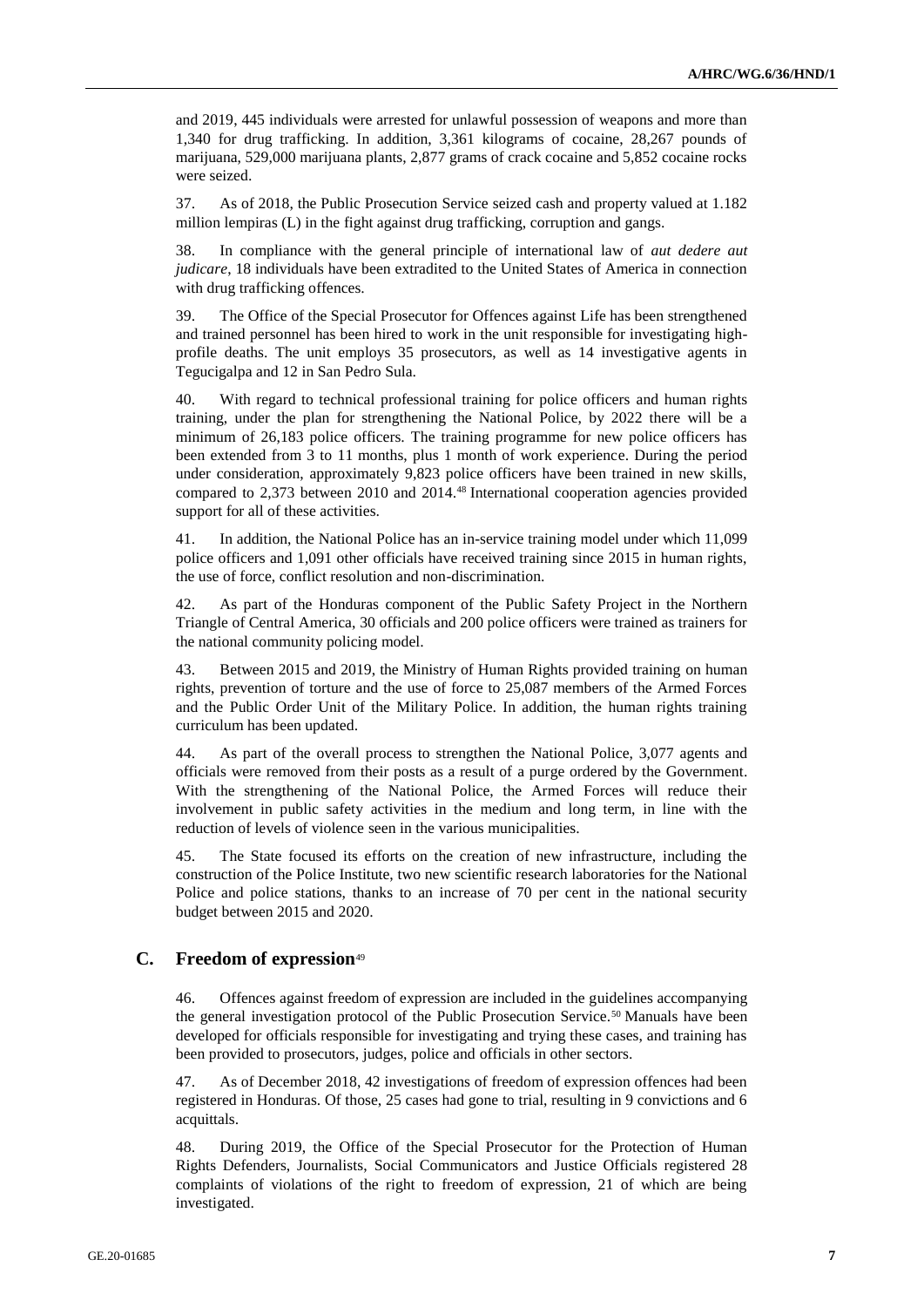and 2019, 445 individuals were arrested for unlawful possession of weapons and more than 1,340 for drug trafficking. In addition, 3,361 kilograms of cocaine, 28,267 pounds of marijuana, 529,000 marijuana plants, 2,877 grams of crack cocaine and 5,852 cocaine rocks were seized.

37. As of 2018, the Public Prosecution Service seized cash and property valued at 1.182 million lempiras (L) in the fight against drug trafficking, corruption and gangs.

38. In compliance with the general principle of international law of *aut dedere aut judicare*, 18 individuals have been extradited to the United States of America in connection with drug trafficking offences.

39. The Office of the Special Prosecutor for Offences against Life has been strengthened and trained personnel has been hired to work in the unit responsible for investigating high-profile deaths. The unit employs 35 prosecutors, as well as 14 investigative agents in Tegucigalpa and 12 in San Pedro Sula.

40. With regard to technical professional training for police officers and human rights training, under the plan for strengthening the National Police, by 2022 there will be a minimum of 26,183 police officers. The training programme for new police officers has been extended from 3 to 11 months, plus 1 month of work experience. During the period under consideration, approximately 9,823 police officers have been trained in new skills, compared to 2,373 between 2010 and 2014.[48] International cooperation agencies provided support for all of these activities.

41. In addition, the National Police has an in-service training model under which 11,099 police officers and 1,091 other officials have received training since 2015 in human rights, the use of force, conflict resolution and non-discrimination.

42. As part of the Honduras component of the Public Safety Project in the Northern Triangle of Central America, 30 officials and 200 police officers were trained as trainers for the national community policing model.

43. Between 2015 and 2019, the Ministry of Human Rights provided training on human rights, prevention of torture and the use of force to 25,087 members of the Armed Forces and the Public Order Unit of the Military Police. In addition, the human rights training curriculum has been updated.

44. As part of the overall process to strengthen the National Police, 3,077 agents and officials were removed from their posts as a result of a purge ordered by the Government. With the strengthening of the National Police, the Armed Forces will reduce their involvement in public safety activities in the medium and long term, in line with the reduction of levels of violence seen in the various municipalities.

45. The State focused its efforts on the creation of new infrastructure, including the construction of the Police Institute, two new scientific research laboratories for the National Police and police stations, thanks to an increase of 70 per cent in the national security budget between 2015 and 2020.

## C. Freedom of expression[49]

46. Offences against freedom of expression are included in the guidelines accompanying the general investigation protocol of the Public Prosecution Service.[50] Manuals have been developed for officials responsible for investigating and trying these cases, and training has been provided to prosecutors, judges, police and officials in other sectors.

47. As of December 2018, 42 investigations of freedom of expression offences had been registered in Honduras. Of those, 25 cases had gone to trial, resulting in 9 convictions and 6 acquittals.

48. During 2019, the Office of the Special Prosecutor for the Protection of Human Rights Defenders, Journalists, Social Communicators and Justice Officials registered 28 complaints of violations of the right to freedom of expression, 21 of which are being investigated.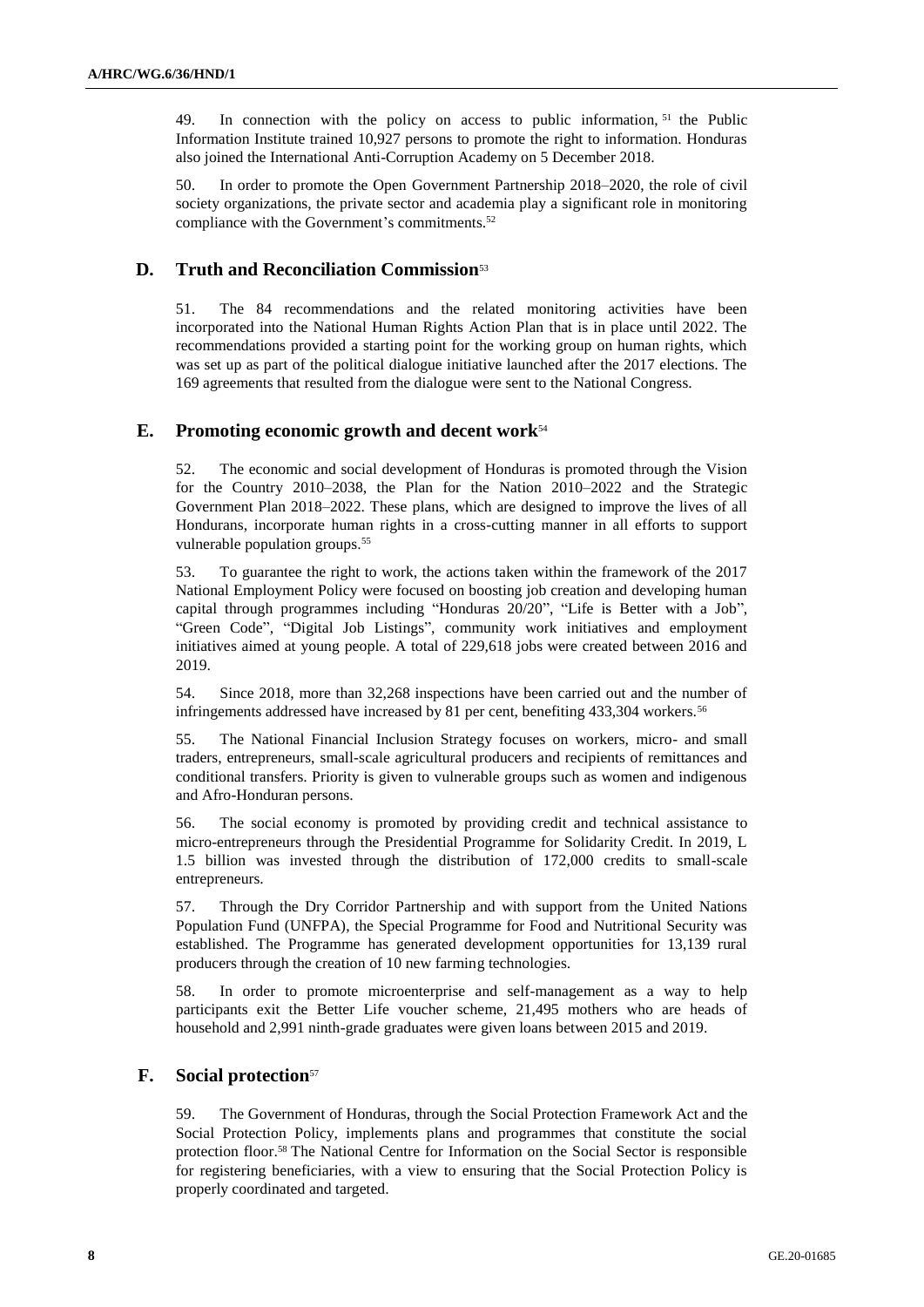49. In connection with the policy on access to public information,[51] the Public Information Institute trained 10,927 persons to promote the right to information. Honduras also joined the International Anti-Corruption Academy on 5 December 2018.

50. In order to promote the Open Government Partnership 2018–2020, the role of civil society organizations, the private sector and academia play a significant role in monitoring compliance with the Government's commitments.[52]

## D. Truth and Reconciliation Commission[53]

51. The 84 recommendations and the related monitoring activities have been incorporated into the National Human Rights Action Plan that is in place until 2022. The recommendations provided a starting point for the working group on human rights, which was set up as part of the political dialogue initiative launched after the 2017 elections. The 169 agreements that resulted from the dialogue were sent to the National Congress.

## E. Promoting economic growth and decent work[54]

52. The economic and social development of Honduras is promoted through the Vision for the Country 2010–2038, the Plan for the Nation 2010–2022 and the Strategic Government Plan 2018–2022. These plans, which are designed to improve the lives of all Hondurans, incorporate human rights in a cross-cutting manner in all efforts to support vulnerable population groups.[55]

53. To guarantee the right to work, the actions taken within the framework of the 2017 National Employment Policy were focused on boosting job creation and developing human capital through programmes including "Honduras 20/20", "Life is Better with a Job", "Green Code", "Digital Job Listings", community work initiatives and employment initiatives aimed at young people. A total of 229,618 jobs were created between 2016 and 2019.

54. Since 2018, more than 32,268 inspections have been carried out and the number of infringements addressed have increased by 81 per cent, benefiting 433,304 workers.[56]

55. The National Financial Inclusion Strategy focuses on workers, micro- and small traders, entrepreneurs, small-scale agricultural producers and recipients of remittances and conditional transfers. Priority is given to vulnerable groups such as women and indigenous and Afro-Honduran persons.

56. The social economy is promoted by providing credit and technical assistance to micro-entrepreneurs through the Presidential Programme for Solidarity Credit. In 2019, L 1.5 billion was invested through the distribution of 172,000 credits to small-scale entrepreneurs.

57. Through the Dry Corridor Partnership and with support from the United Nations Population Fund (UNFPA), the Special Programme for Food and Nutritional Security was established. The Programme has generated development opportunities for 13,139 rural producers through the creation of 10 new farming technologies.

58. In order to promote microenterprise and self-management as a way to help participants exit the Better Life voucher scheme, 21,495 mothers who are heads of household and 2,991 ninth-grade graduates were given loans between 2015 and 2019.

## F. Social protection[57]

59. The Government of Honduras, through the Social Protection Framework Act and the Social Protection Policy, implements plans and programmes that constitute the social protection floor.[58] The National Centre for Information on the Social Sector is responsible for registering beneficiaries, with a view to ensuring that the Social Protection Policy is properly coordinated and targeted.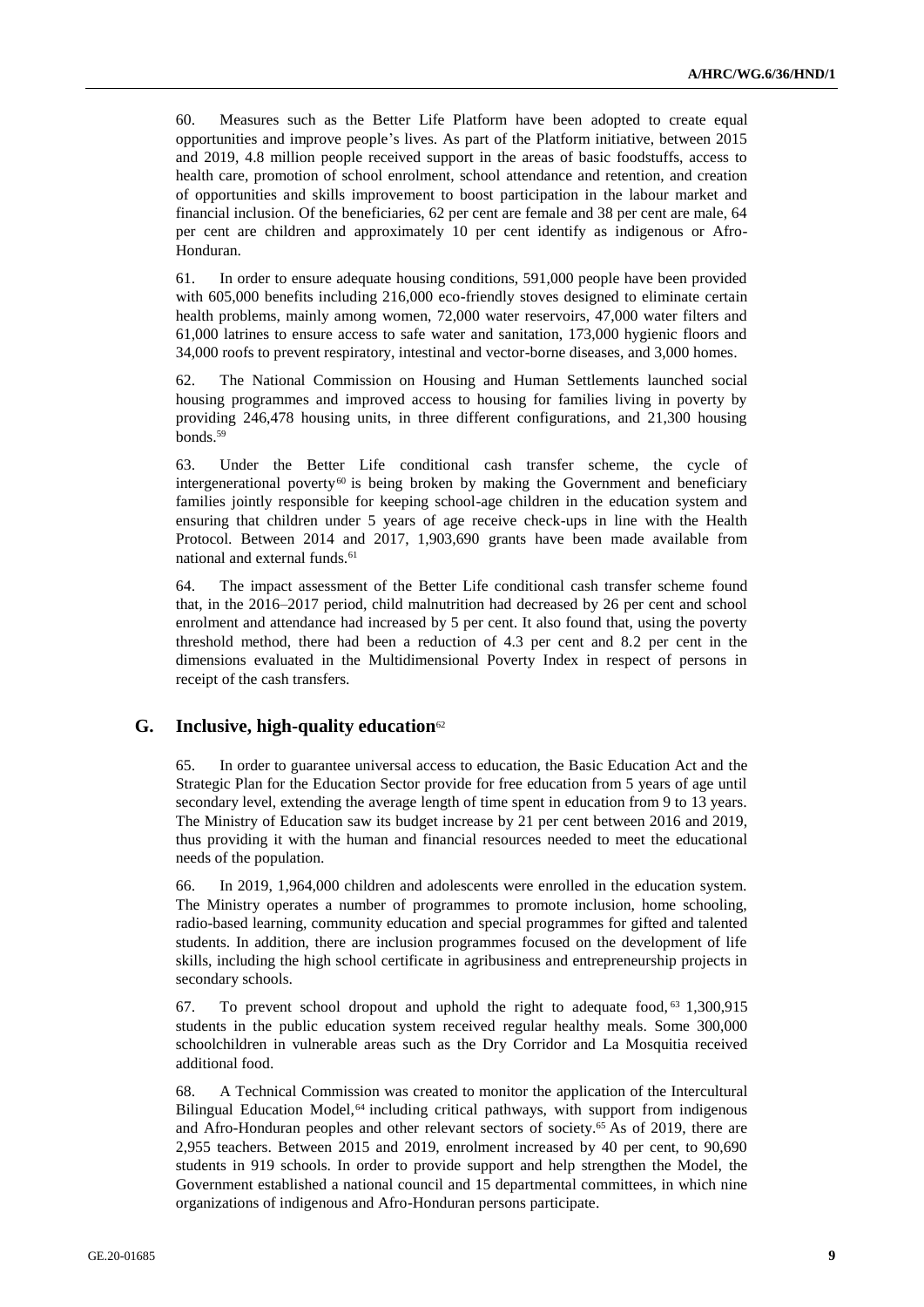60. Measures such as the Better Life Platform have been adopted to create equal opportunities and improve people's lives. As part of the Platform initiative, between 2015 and 2019, 4.8 million people received support in the areas of basic foodstuffs, access to health care, promotion of school enrolment, school attendance and retention, and creation of opportunities and skills improvement to boost participation in the labour market and financial inclusion. Of the beneficiaries, 62 per cent are female and 38 per cent are male, 64 per cent are children and approximately 10 per cent identify as indigenous or Afro-Honduran.

61. In order to ensure adequate housing conditions, 591,000 people have been provided with 605,000 benefits including 216,000 eco-friendly stoves designed to eliminate certain health problems, mainly among women, 72,000 water reservoirs, 47,000 water filters and 61,000 latrines to ensure access to safe water and sanitation, 173,000 hygienic floors and 34,000 roofs to prevent respiratory, intestinal and vector-borne diseases, and 3,000 homes.

62. The National Commission on Housing and Human Settlements launched social housing programmes and improved access to housing for families living in poverty by providing 246,478 housing units, in three different configurations, and 21,300 housing bonds.[59]

63. Under the Better Life conditional cash transfer scheme, the cycle of intergenerational poverty[60] is being broken by making the Government and beneficiary families jointly responsible for keeping school-age children in the education system and ensuring that children under 5 years of age receive check-ups in line with the Health Protocol. Between 2014 and 2017, 1,903,690 grants have been made available from national and external funds.[61]

64. The impact assessment of the Better Life conditional cash transfer scheme found that, in the 2016–2017 period, child malnutrition had decreased by 26 per cent and school enrolment and attendance had increased by 5 per cent. It also found that, using the poverty threshold method, there had been a reduction of 4.3 per cent and 8.2 per cent in the dimensions evaluated in the Multidimensional Poverty Index in respect of persons in receipt of the cash transfers.

## G. Inclusive, high-quality education[62]

65. In order to guarantee universal access to education, the Basic Education Act and the Strategic Plan for the Education Sector provide for free education from 5 years of age until secondary level, extending the average length of time spent in education from 9 to 13 years. The Ministry of Education saw its budget increase by 21 per cent between 2016 and 2019, thus providing it with the human and financial resources needed to meet the educational needs of the population.

66. In 2019, 1,964,000 children and adolescents were enrolled in the education system. The Ministry operates a number of programmes to promote inclusion, home schooling, radio-based learning, community education and special programmes for gifted and talented students. In addition, there are inclusion programmes focused on the development of life skills, including the high school certificate in agribusiness and entrepreneurship projects in secondary schools.

67. To prevent school dropout and uphold the right to adequate food,[63] 1,300,915 students in the public education system received regular healthy meals. Some 300,000 schoolchildren in vulnerable areas such as the Dry Corridor and La Mosquitia received additional food.

68. A Technical Commission was created to monitor the application of the Intercultural Bilingual Education Model,[64] including critical pathways, with support from indigenous and Afro-Honduran peoples and other relevant sectors of society.[65] As of 2019, there are 2,955 teachers. Between 2015 and 2019, enrolment increased by 40 per cent, to 90,690 students in 919 schools. In order to provide support and help strengthen the Model, the Government established a national council and 15 departmental committees, in which nine organizations of indigenous and Afro-Honduran persons participate.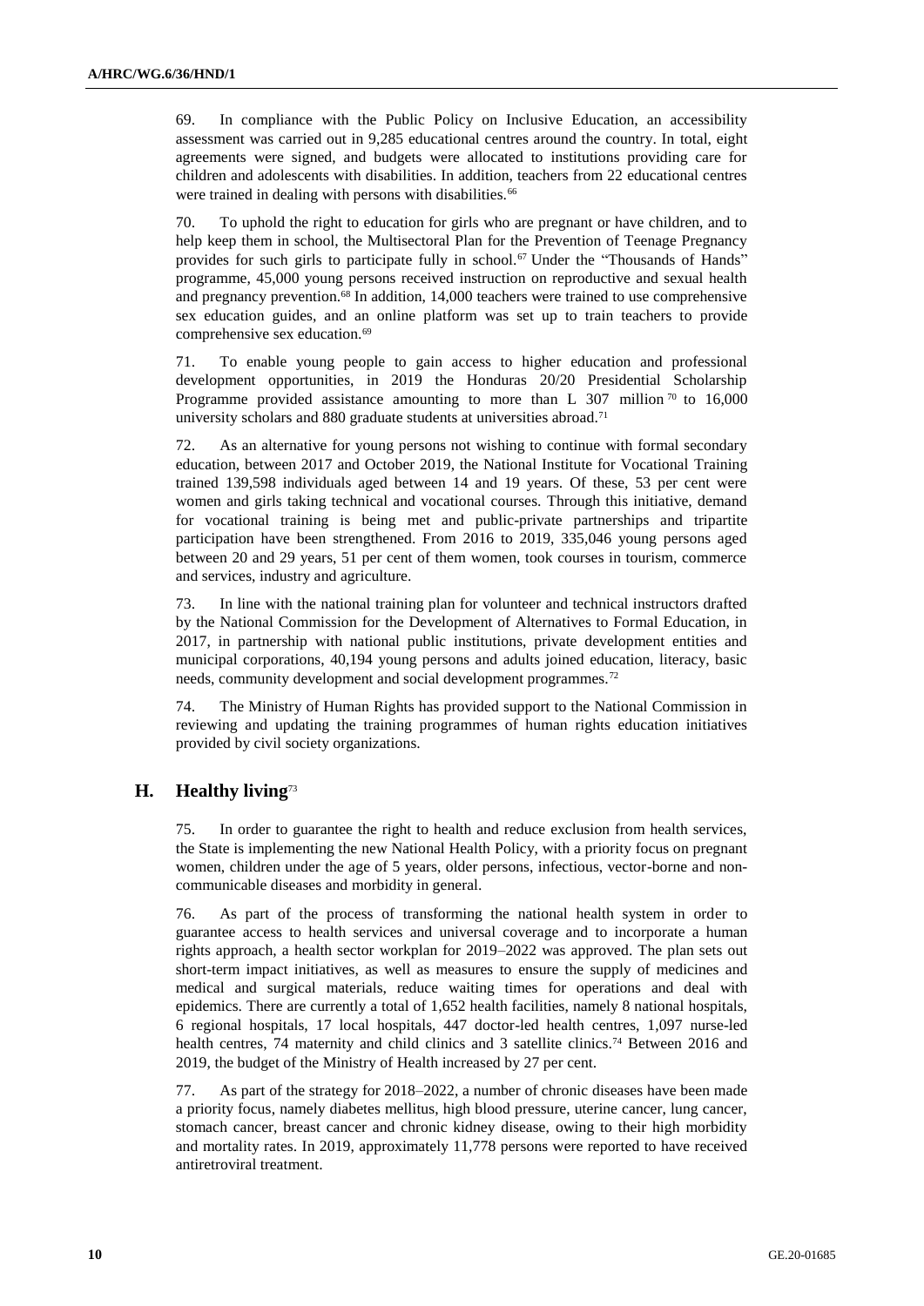69. In compliance with the Public Policy on Inclusive Education, an accessibility assessment was carried out in 9,285 educational centres around the country. In total, eight agreements were signed, and budgets were allocated to institutions providing care for children and adolescents with disabilities. In addition, teachers from 22 educational centres were trained in dealing with persons with disabilities.[66]

70. To uphold the right to education for girls who are pregnant or have children, and to help keep them in school, the Multisectoral Plan for the Prevention of Teenage Pregnancy provides for such girls to participate fully in school.[67] Under the "Thousands of Hands" programme, 45,000 young persons received instruction on reproductive and sexual health and pregnancy prevention.[68] In addition, 14,000 teachers were trained to use comprehensive sex education guides, and an online platform was set up to train teachers to provide comprehensive sex education.[69]

71. To enable young people to gain access to higher education and professional development opportunities, in 2019 the Honduras 20/20 Presidential Scholarship Programme provided assistance amounting to more than L 307 million[70] to 16,000 university scholars and 880 graduate students at universities abroad.[71]

72. As an alternative for young persons not wishing to continue with formal secondary education, between 2017 and October 2019, the National Institute for Vocational Training trained 139,598 individuals aged between 14 and 19 years. Of these, 53 per cent were women and girls taking technical and vocational courses. Through this initiative, demand for vocational training is being met and public-private partnerships and tripartite participation have been strengthened. From 2016 to 2019, 335,046 young persons aged between 20 and 29 years, 51 per cent of them women, took courses in tourism, commerce and services, industry and agriculture.

73. In line with the national training plan for volunteer and technical instructors drafted by the National Commission for the Development of Alternatives to Formal Education, in 2017, in partnership with national public institutions, private development entities and municipal corporations, 40,194 young persons and adults joined education, literacy, basic needs, community development and social development programmes.[72]

74. The Ministry of Human Rights has provided support to the National Commission in reviewing and updating the training programmes of human rights education initiatives provided by civil society organizations.

## H. Healthy living[73]

75. In order to guarantee the right to health and reduce exclusion from health services, the State is implementing the new National Health Policy, with a priority focus on pregnant women, children under the age of 5 years, older persons, infectious, vector-borne and non-communicable diseases and morbidity in general.

76. As part of the process of transforming the national health system in order to guarantee access to health services and universal coverage and to incorporate a human rights approach, a health sector workplan for 2019–2022 was approved. The plan sets out short-term impact initiatives, as well as measures to ensure the supply of medicines and medical and surgical materials, reduce waiting times for operations and deal with epidemics. There are currently a total of 1,652 health facilities, namely 8 national hospitals, 6 regional hospitals, 17 local hospitals, 447 doctor-led health centres, 1,097 nurse-led health centres, 74 maternity and child clinics and 3 satellite clinics.[74] Between 2016 and 2019, the budget of the Ministry of Health increased by 27 per cent.

77. As part of the strategy for 2018–2022, a number of chronic diseases have been made a priority focus, namely diabetes mellitus, high blood pressure, uterine cancer, lung cancer, stomach cancer, breast cancer and chronic kidney disease, owing to their high morbidity and mortality rates. In 2019, approximately 11,778 persons were reported to have received antiretroviral treatment.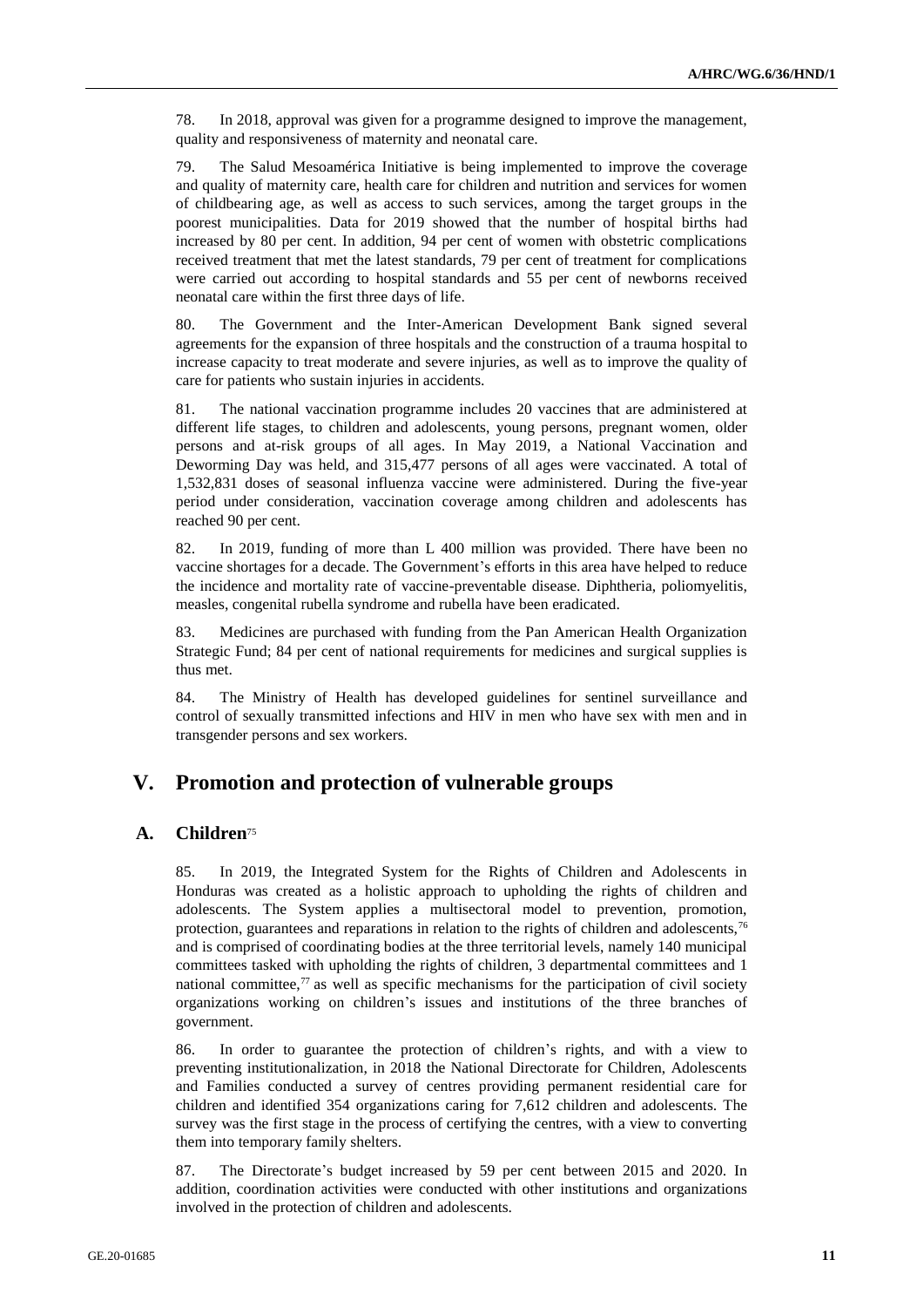78. In 2018, approval was given for a programme designed to improve the management, quality and responsiveness of maternity and neonatal care.

79. The Salud Mesoamérica Initiative is being implemented to improve the coverage and quality of maternity care, health care for children and nutrition and services for women of childbearing age, as well as access to such services, among the target groups in the poorest municipalities. Data for 2019 showed that the number of hospital births had increased by 80 per cent. In addition, 94 per cent of women with obstetric complications received treatment that met the latest standards, 79 per cent of treatment for complications were carried out according to hospital standards and 55 per cent of newborns received neonatal care within the first three days of life.

80. The Government and the Inter-American Development Bank signed several agreements for the expansion of three hospitals and the construction of a trauma hospital to increase capacity to treat moderate and severe injuries, as well as to improve the quality of care for patients who sustain injuries in accidents.

81. The national vaccination programme includes 20 vaccines that are administered at different life stages, to children and adolescents, young persons, pregnant women, older persons and at-risk groups of all ages. In May 2019, a National Vaccination and Deworming Day was held, and 315,477 persons of all ages were vaccinated. A total of 1,532,831 doses of seasonal influenza vaccine were administered. During the five-year period under consideration, vaccination coverage among children and adolescents has reached 90 per cent.

82. In 2019, funding of more than L 400 million was provided. There have been no vaccine shortages for a decade. The Government's efforts in this area have helped to reduce the incidence and mortality rate of vaccine-preventable disease. Diphtheria, poliomyelitis, measles, congenital rubella syndrome and rubella have been eradicated.

83. Medicines are purchased with funding from the Pan American Health Organization Strategic Fund; 84 per cent of national requirements for medicines and surgical supplies is thus met.

84. The Ministry of Health has developed guidelines for sentinel surveillance and control of sexually transmitted infections and HIV in men who have sex with men and in transgender persons and sex workers.

# V. Promotion and protection of vulnerable groups

## A. Children[75]

85. In 2019, the Integrated System for the Rights of Children and Adolescents in Honduras was created as a holistic approach to upholding the rights of children and adolescents. The System applies a multisectoral model to prevention, promotion, protection, guarantees and reparations in relation to the rights of children and adolescents,[76] and is comprised of coordinating bodies at the three territorial levels, namely 140 municipal committees tasked with upholding the rights of children, 3 departmental committees and 1 national committee,[77] as well as specific mechanisms for the participation of civil society organizations working on children's issues and institutions of the three branches of government.

86. In order to guarantee the protection of children's rights, and with a view to preventing institutionalization, in 2018 the National Directorate for Children, Adolescents and Families conducted a survey of centres providing permanent residential care for children and identified 354 organizations caring for 7,612 children and adolescents. The survey was the first stage in the process of certifying the centres, with a view to converting them into temporary family shelters.

87. The Directorate's budget increased by 59 per cent between 2015 and 2020. In addition, coordination activities were conducted with other institutions and organizations involved in the protection of children and adolescents.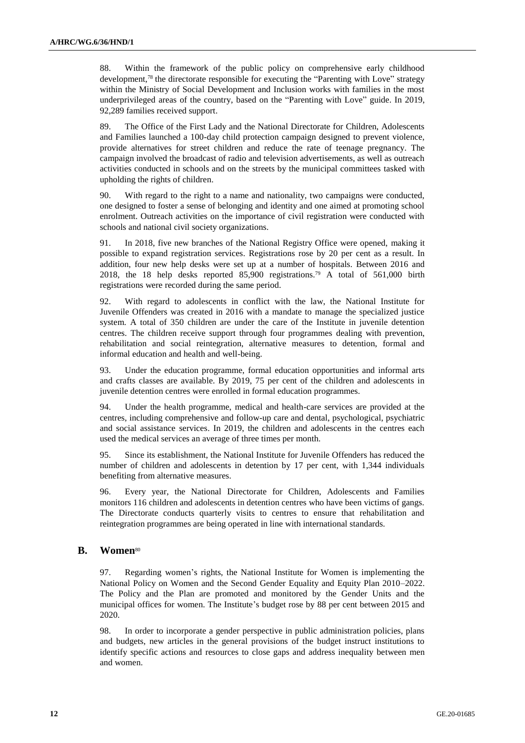88. Within the framework of the public policy on comprehensive early childhood development,[78] the directorate responsible for executing the "Parenting with Love" strategy within the Ministry of Social Development and Inclusion works with families in the most underprivileged areas of the country, based on the "Parenting with Love" guide. In 2019, 92,289 families received support.

89. The Office of the First Lady and the National Directorate for Children, Adolescents and Families launched a 100-day child protection campaign designed to prevent violence, provide alternatives for street children and reduce the rate of teenage pregnancy. The campaign involved the broadcast of radio and television advertisements, as well as outreach activities conducted in schools and on the streets by the municipal committees tasked with upholding the rights of children.

90. With regard to the right to a name and nationality, two campaigns were conducted, one designed to foster a sense of belonging and identity and one aimed at promoting school enrolment. Outreach activities on the importance of civil registration were conducted with schools and national civil society organizations.

91. In 2018, five new branches of the National Registry Office were opened, making it possible to expand registration services. Registrations rose by 20 per cent as a result. In addition, four new help desks were set up at a number of hospitals. Between 2016 and 2018, the 18 help desks reported 85,900 registrations.[79] A total of 561,000 birth registrations were recorded during the same period.

92. With regard to adolescents in conflict with the law, the National Institute for Juvenile Offenders was created in 2016 with a mandate to manage the specialized justice system. A total of 350 children are under the care of the Institute in juvenile detention centres. The children receive support through four programmes dealing with prevention, rehabilitation and social reintegration, alternative measures to detention, formal and informal education and health and well-being.

93. Under the education programme, formal education opportunities and informal arts and crafts classes are available. By 2019, 75 per cent of the children and adolescents in juvenile detention centres were enrolled in formal education programmes.

94. Under the health programme, medical and health-care services are provided at the centres, including comprehensive and follow-up care and dental, psychological, psychiatric and social assistance services. In 2019, the children and adolescents in the centres each used the medical services an average of three times per month.

95. Since its establishment, the National Institute for Juvenile Offenders has reduced the number of children and adolescents in detention by 17 per cent, with 1,344 individuals benefiting from alternative measures.

96. Every year, the National Directorate for Children, Adolescents and Families monitors 116 children and adolescents in detention centres who have been victims of gangs. The Directorate conducts quarterly visits to centres to ensure that rehabilitation and reintegration programmes are being operated in line with international standards.

## B. Women[80]

97. Regarding women's rights, the National Institute for Women is implementing the National Policy on Women and the Second Gender Equality and Equity Plan 2010–2022. The Policy and the Plan are promoted and monitored by the Gender Units and the municipal offices for women. The Institute's budget rose by 88 per cent between 2015 and 2020.

98. In order to incorporate a gender perspective in public administration policies, plans and budgets, new articles in the general provisions of the budget instruct institutions to identify specific actions and resources to close gaps and address inequality between men and women.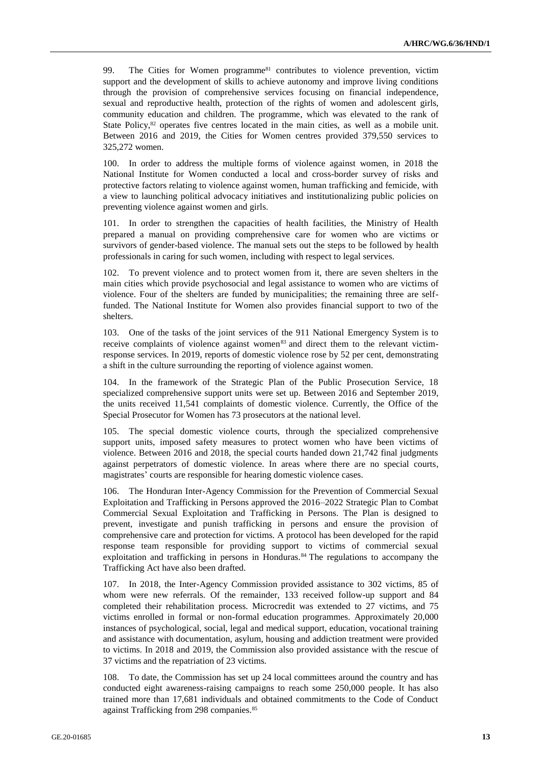99. The Cities for Women programme[81] contributes to violence prevention, victim support and the development of skills to achieve autonomy and improve living conditions through the provision of comprehensive services focusing on financial independence, sexual and reproductive health, protection of the rights of women and adolescent girls, community education and children. The programme, which was elevated to the rank of State Policy,[82] operates five centres located in the main cities, as well as a mobile unit. Between 2016 and 2019, the Cities for Women centres provided 379,550 services to 325,272 women.

100. In order to address the multiple forms of violence against women, in 2018 the National Institute for Women conducted a local and cross-border survey of risks and protective factors relating to violence against women, human trafficking and femicide, with a view to launching political advocacy initiatives and institutionalizing public policies on preventing violence against women and girls.

101. In order to strengthen the capacities of health facilities, the Ministry of Health prepared a manual on providing comprehensive care for women who are victims or survivors of gender-based violence. The manual sets out the steps to be followed by health professionals in caring for such women, including with respect to legal services.

102. To prevent violence and to protect women from it, there are seven shelters in the main cities which provide psychosocial and legal assistance to women who are victims of violence. Four of the shelters are funded by municipalities; the remaining three are self-funded. The National Institute for Women also provides financial support to two of the shelters.

103. One of the tasks of the joint services of the 911 National Emergency System is to receive complaints of violence against women[83] and direct them to the relevant victim-response services. In 2019, reports of domestic violence rose by 52 per cent, demonstrating a shift in the culture surrounding the reporting of violence against women.

104. In the framework of the Strategic Plan of the Public Prosecution Service, 18 specialized comprehensive support units were set up. Between 2016 and September 2019, the units received 11,541 complaints of domestic violence. Currently, the Office of the Special Prosecutor for Women has 73 prosecutors at the national level.

105. The special domestic violence courts, through the specialized comprehensive support units, imposed safety measures to protect women who have been victims of violence. Between 2016 and 2018, the special courts handed down 21,742 final judgments against perpetrators of domestic violence. In areas where there are no special courts, magistrates' courts are responsible for hearing domestic violence cases.

106. The Honduran Inter-Agency Commission for the Prevention of Commercial Sexual Exploitation and Trafficking in Persons approved the 2016–2022 Strategic Plan to Combat Commercial Sexual Exploitation and Trafficking in Persons. The Plan is designed to prevent, investigate and punish trafficking in persons and ensure the provision of comprehensive care and protection for victims. A protocol has been developed for the rapid response team responsible for providing support to victims of commercial sexual exploitation and trafficking in persons in Honduras.[84] The regulations to accompany the Trafficking Act have also been drafted.

107. In 2018, the Inter-Agency Commission provided assistance to 302 victims, 85 of whom were new referrals. Of the remainder, 133 received follow-up support and 84 completed their rehabilitation process. Microcredit was extended to 27 victims, and 75 victims enrolled in formal or non-formal education programmes. Approximately 20,000 instances of psychological, social, legal and medical support, education, vocational training and assistance with documentation, asylum, housing and addiction treatment were provided to victims. In 2018 and 2019, the Commission also provided assistance with the rescue of 37 victims and the repatriation of 23 victims.

108. To date, the Commission has set up 24 local committees around the country and has conducted eight awareness-raising campaigns to reach some 250,000 people. It has also trained more than 17,681 individuals and obtained commitments to the Code of Conduct against Trafficking from 298 companies.[85]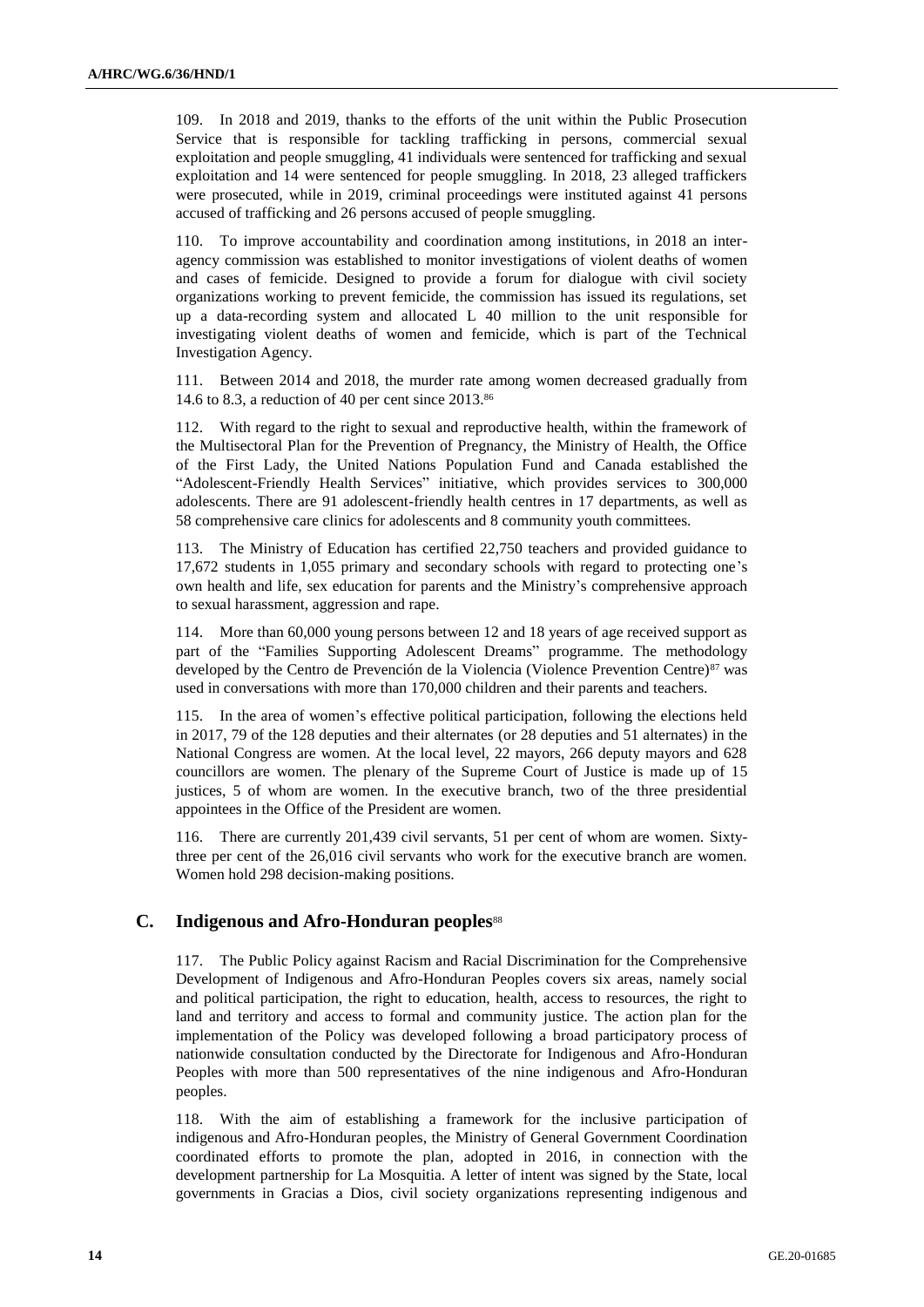109. In 2018 and 2019, thanks to the efforts of the unit within the Public Prosecution Service that is responsible for tackling trafficking in persons, commercial sexual exploitation and people smuggling, 41 individuals were sentenced for trafficking and sexual exploitation and 14 were sentenced for people smuggling. In 2018, 23 alleged traffickers were prosecuted, while in 2019, criminal proceedings were instituted against 41 persons accused of trafficking and 26 persons accused of people smuggling.

110. To improve accountability and coordination among institutions, in 2018 an inter-agency commission was established to monitor investigations of violent deaths of women and cases of femicide. Designed to provide a forum for dialogue with civil society organizations working to prevent femicide, the commission has issued its regulations, set up a data-recording system and allocated L 40 million to the unit responsible for investigating violent deaths of women and femicide, which is part of the Technical Investigation Agency.

111. Between 2014 and 2018, the murder rate among women decreased gradually from 14.6 to 8.3, a reduction of 40 per cent since 2013.[86]

112. With regard to the right to sexual and reproductive health, within the framework of the Multisectoral Plan for the Prevention of Pregnancy, the Ministry of Health, the Office of the First Lady, the United Nations Population Fund and Canada established the "Adolescent-Friendly Health Services" initiative, which provides services to 300,000 adolescents. There are 91 adolescent-friendly health centres in 17 departments, as well as 58 comprehensive care clinics for adolescents and 8 community youth committees.

113. The Ministry of Education has certified 22,750 teachers and provided guidance to 17,672 students in 1,055 primary and secondary schools with regard to protecting one's own health and life, sex education for parents and the Ministry's comprehensive approach to sexual harassment, aggression and rape.

114. More than 60,000 young persons between 12 and 18 years of age received support as part of the "Families Supporting Adolescent Dreams" programme. The methodology developed by the Centro de Prevención de la Violencia (Violence Prevention Centre)[87] was used in conversations with more than 170,000 children and their parents and teachers.

115. In the area of women's effective political participation, following the elections held in 2017, 79 of the 128 deputies and their alternates (or 28 deputies and 51 alternates) in the National Congress are women. At the local level, 22 mayors, 266 deputy mayors and 628 councillors are women. The plenary of the Supreme Court of Justice is made up of 15 justices, 5 of whom are women. In the executive branch, two of the three presidential appointees in the Office of the President are women.

116. There are currently 201,439 civil servants, 51 per cent of whom are women. Sixty-three per cent of the 26,016 civil servants who work for the executive branch are women. Women hold 298 decision-making positions.

## C. Indigenous and Afro-Honduran peoples[88]

117. The Public Policy against Racism and Racial Discrimination for the Comprehensive Development of Indigenous and Afro-Honduran Peoples covers six areas, namely social and political participation, the right to education, health, access to resources, the right to land and territory and access to formal and community justice. The action plan for the implementation of the Policy was developed following a broad participatory process of nationwide consultation conducted by the Directorate for Indigenous and Afro-Honduran Peoples with more than 500 representatives of the nine indigenous and Afro-Honduran peoples.

118. With the aim of establishing a framework for the inclusive participation of indigenous and Afro-Honduran peoples, the Ministry of General Government Coordination coordinated efforts to promote the plan, adopted in 2016, in connection with the development partnership for La Mosquitia. A letter of intent was signed by the State, local governments in Gracias a Dios, civil society organizations representing indigenous and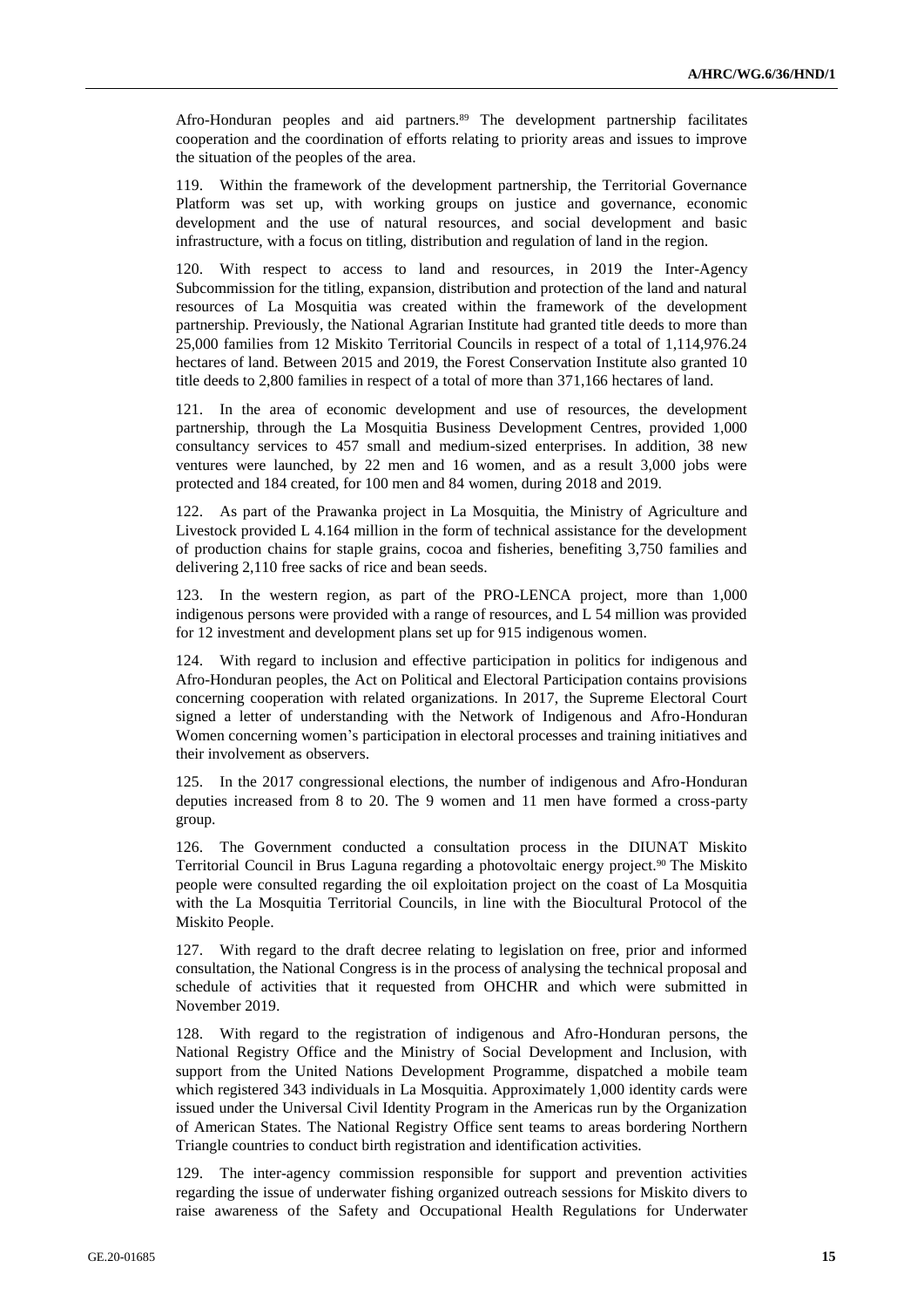Afro-Honduran peoples and aid partners.[89] The development partnership facilitates cooperation and the coordination of efforts relating to priority areas and issues to improve the situation of the peoples of the area.

119. Within the framework of the development partnership, the Territorial Governance Platform was set up, with working groups on justice and governance, economic development and the use of natural resources, and social development and basic infrastructure, with a focus on titling, distribution and regulation of land in the region.

120. With respect to access to land and resources, in 2019 the Inter-Agency Subcommission for the titling, expansion, distribution and protection of the land and natural resources of La Mosquitia was created within the framework of the development partnership. Previously, the National Agrarian Institute had granted title deeds to more than 25,000 families from 12 Miskito Territorial Councils in respect of a total of 1,114,976.24 hectares of land. Between 2015 and 2019, the Forest Conservation Institute also granted 10 title deeds to 2,800 families in respect of a total of more than 371,166 hectares of land.

121. In the area of economic development and use of resources, the development partnership, through the La Mosquitia Business Development Centres, provided 1,000 consultancy services to 457 small and medium-sized enterprises. In addition, 38 new ventures were launched, by 22 men and 16 women, and as a result 3,000 jobs were protected and 184 created, for 100 men and 84 women, during 2018 and 2019.

122. As part of the Prawanka project in La Mosquitia, the Ministry of Agriculture and Livestock provided L 4.164 million in the form of technical assistance for the development of production chains for staple grains, cocoa and fisheries, benefiting 3,750 families and delivering 2,110 free sacks of rice and bean seeds.

123. In the western region, as part of the PRO-LENCA project, more than 1,000 indigenous persons were provided with a range of resources, and L 54 million was provided for 12 investment and development plans set up for 915 indigenous women.

124. With regard to inclusion and effective participation in politics for indigenous and Afro-Honduran peoples, the Act on Political and Electoral Participation contains provisions concerning cooperation with related organizations. In 2017, the Supreme Electoral Court signed a letter of understanding with the Network of Indigenous and Afro-Honduran Women concerning women's participation in electoral processes and training initiatives and their involvement as observers.

125. In the 2017 congressional elections, the number of indigenous and Afro-Honduran deputies increased from 8 to 20. The 9 women and 11 men have formed a cross-party group.

126. The Government conducted a consultation process in the DIUNAT Miskito Territorial Council in Brus Laguna regarding a photovoltaic energy project.[90] The Miskito people were consulted regarding the oil exploitation project on the coast of La Mosquitia with the La Mosquitia Territorial Councils, in line with the Biocultural Protocol of the Miskito People.

127. With regard to the draft decree relating to legislation on free, prior and informed consultation, the National Congress is in the process of analysing the technical proposal and schedule of activities that it requested from OHCHR and which were submitted in November 2019.

128. With regard to the registration of indigenous and Afro-Honduran persons, the National Registry Office and the Ministry of Social Development and Inclusion, with support from the United Nations Development Programme, dispatched a mobile team which registered 343 individuals in La Mosquitia. Approximately 1,000 identity cards were issued under the Universal Civil Identity Program in the Americas run by the Organization of American States. The National Registry Office sent teams to areas bordering Northern Triangle countries to conduct birth registration and identification activities.

129. The inter-agency commission responsible for support and prevention activities regarding the issue of underwater fishing organized outreach sessions for Miskito divers to raise awareness of the Safety and Occupational Health Regulations for Underwater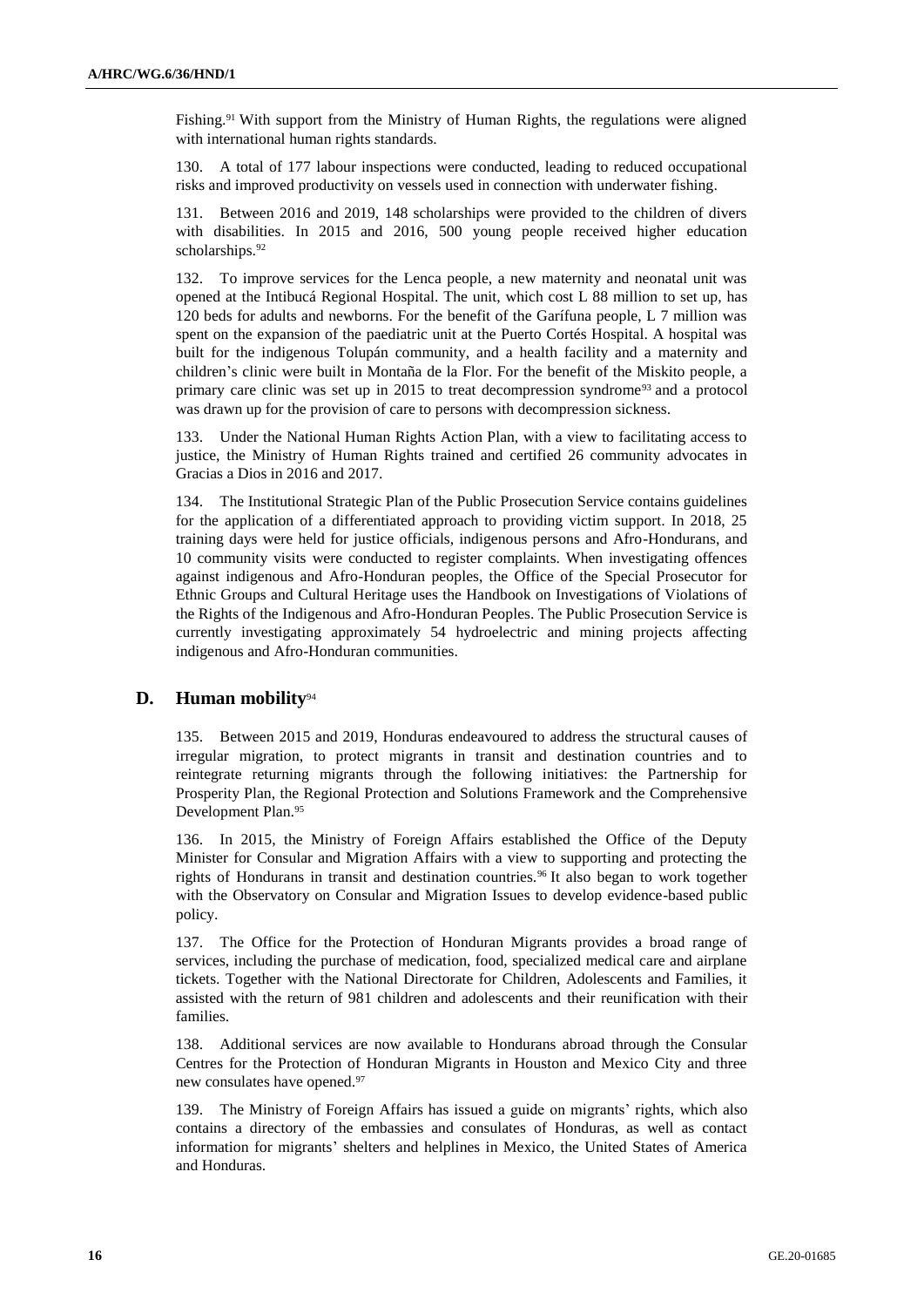Fishing.[91] With support from the Ministry of Human Rights, the regulations were aligned with international human rights standards.

130. A total of 177 labour inspections were conducted, leading to reduced occupational risks and improved productivity on vessels used in connection with underwater fishing.

131. Between 2016 and 2019, 148 scholarships were provided to the children of divers with disabilities. In 2015 and 2016, 500 young people received higher education scholarships.[92]

132. To improve services for the Lenca people, a new maternity and neonatal unit was opened at the Intibucá Regional Hospital. The unit, which cost L 88 million to set up, has 120 beds for adults and newborns. For the benefit of the Garífuna people, L 7 million was spent on the expansion of the paediatric unit at the Puerto Cortés Hospital. A hospital was built for the indigenous Tolupán community, and a health facility and a maternity and children's clinic were built in Montaña de la Flor. For the benefit of the Miskito people, a primary care clinic was set up in 2015 to treat decompression syndrome[93] and a protocol was drawn up for the provision of care to persons with decompression sickness.

133. Under the National Human Rights Action Plan, with a view to facilitating access to justice, the Ministry of Human Rights trained and certified 26 community advocates in Gracias a Dios in 2016 and 2017.

134. The Institutional Strategic Plan of the Public Prosecution Service contains guidelines for the application of a differentiated approach to providing victim support. In 2018, 25 training days were held for justice officials, indigenous persons and Afro-Hondurans, and 10 community visits were conducted to register complaints. When investigating offences against indigenous and Afro-Honduran peoples, the Office of the Special Prosecutor for Ethnic Groups and Cultural Heritage uses the Handbook on Investigations of Violations of the Rights of the Indigenous and Afro-Honduran Peoples. The Public Prosecution Service is currently investigating approximately 54 hydroelectric and mining projects affecting indigenous and Afro-Honduran communities.

## D. Human mobility[94]

135. Between 2015 and 2019, Honduras endeavoured to address the structural causes of irregular migration, to protect migrants in transit and destination countries and to reintegrate returning migrants through the following initiatives: the Partnership for Prosperity Plan, the Regional Protection and Solutions Framework and the Comprehensive Development Plan.[95]

136. In 2015, the Ministry of Foreign Affairs established the Office of the Deputy Minister for Consular and Migration Affairs with a view to supporting and protecting the rights of Hondurans in transit and destination countries.[96] It also began to work together with the Observatory on Consular and Migration Issues to develop evidence-based public policy.

137. The Office for the Protection of Honduran Migrants provides a broad range of services, including the purchase of medication, food, specialized medical care and airplane tickets. Together with the National Directorate for Children, Adolescents and Families, it assisted with the return of 981 children and adolescents and their reunification with their families.

138. Additional services are now available to Hondurans abroad through the Consular Centres for the Protection of Honduran Migrants in Houston and Mexico City and three new consulates have opened.[97]

139. The Ministry of Foreign Affairs has issued a guide on migrants' rights, which also contains a directory of the embassies and consulates of Honduras, as well as contact information for migrants' shelters and helplines in Mexico, the United States of America and Honduras.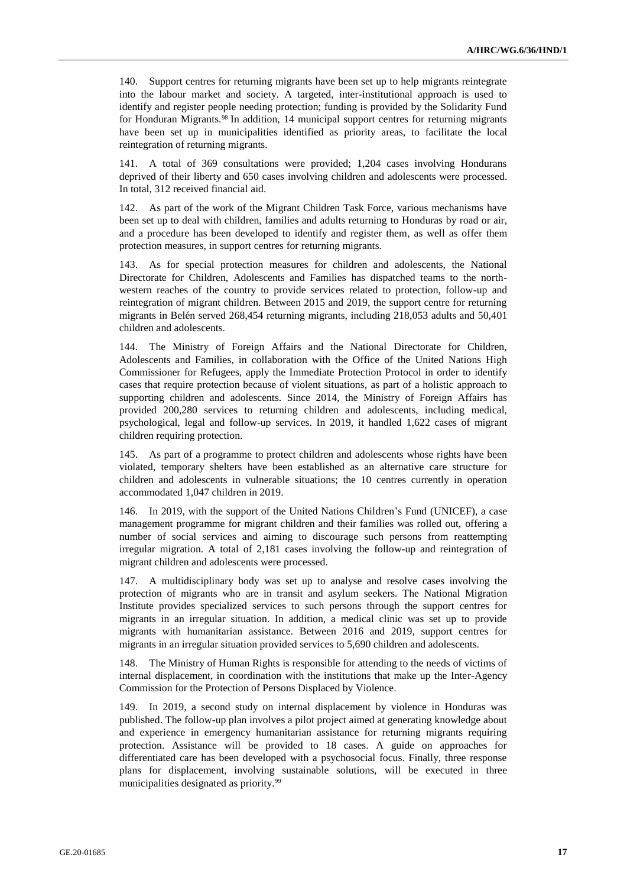140. Support centres for returning migrants have been set up to help migrants reintegrate into the labour market and society. A targeted, inter-institutional approach is used to identify and register people needing protection; funding is provided by the Solidarity Fund for Honduran Migrants.[98] In addition, 14 municipal support centres for returning migrants have been set up in municipalities identified as priority areas, to facilitate the local reintegration of returning migrants.

141. A total of 369 consultations were provided; 1,204 cases involving Hondurans deprived of their liberty and 650 cases involving children and adolescents were processed. In total, 312 received financial aid.

142. As part of the work of the Migrant Children Task Force, various mechanisms have been set up to deal with children, families and adults returning to Honduras by road or air, and a procedure has been developed to identify and register them, as well as offer them protection measures, in support centres for returning migrants.

143. As for special protection measures for children and adolescents, the National Directorate for Children, Adolescents and Families has dispatched teams to the north-western reaches of the country to provide services related to protection, follow-up and reintegration of migrant children. Between 2015 and 2019, the support centre for returning migrants in Belén served 268,454 returning migrants, including 218,053 adults and 50,401 children and adolescents.

144. The Ministry of Foreign Affairs and the National Directorate for Children, Adolescents and Families, in collaboration with the Office of the United Nations High Commissioner for Refugees, apply the Immediate Protection Protocol in order to identify cases that require protection because of violent situations, as part of a holistic approach to supporting children and adolescents. Since 2014, the Ministry of Foreign Affairs has provided 200,280 services to returning children and adolescents, including medical, psychological, legal and follow-up services. In 2019, it handled 1,622 cases of migrant children requiring protection.

145. As part of a programme to protect children and adolescents whose rights have been violated, temporary shelters have been established as an alternative care structure for children and adolescents in vulnerable situations; the 10 centres currently in operation accommodated 1,047 children in 2019.

146. In 2019, with the support of the United Nations Children's Fund (UNICEF), a case management programme for migrant children and their families was rolled out, offering a number of social services and aiming to discourage such persons from reattempting irregular migration. A total of 2,181 cases involving the follow-up and reintegration of migrant children and adolescents were processed.

147. A multidisciplinary body was set up to analyse and resolve cases involving the protection of migrants who are in transit and asylum seekers. The National Migration Institute provides specialized services to such persons through the support centres for migrants in an irregular situation. In addition, a medical clinic was set up to provide migrants with humanitarian assistance. Between 2016 and 2019, support centres for migrants in an irregular situation provided services to 5,690 children and adolescents.

148. The Ministry of Human Rights is responsible for attending to the needs of victims of internal displacement, in coordination with the institutions that make up the Inter-Agency Commission for the Protection of Persons Displaced by Violence.

149. In 2019, a second study on internal displacement by violence in Honduras was published. The follow-up plan involves a pilot project aimed at generating knowledge about and experience in emergency humanitarian assistance for returning migrants requiring protection. Assistance will be provided to 18 cases. A guide on approaches for differentiated care has been developed with a psychosocial focus. Finally, three response plans for displacement, involving sustainable solutions, will be executed in three municipalities designated as priority.[99]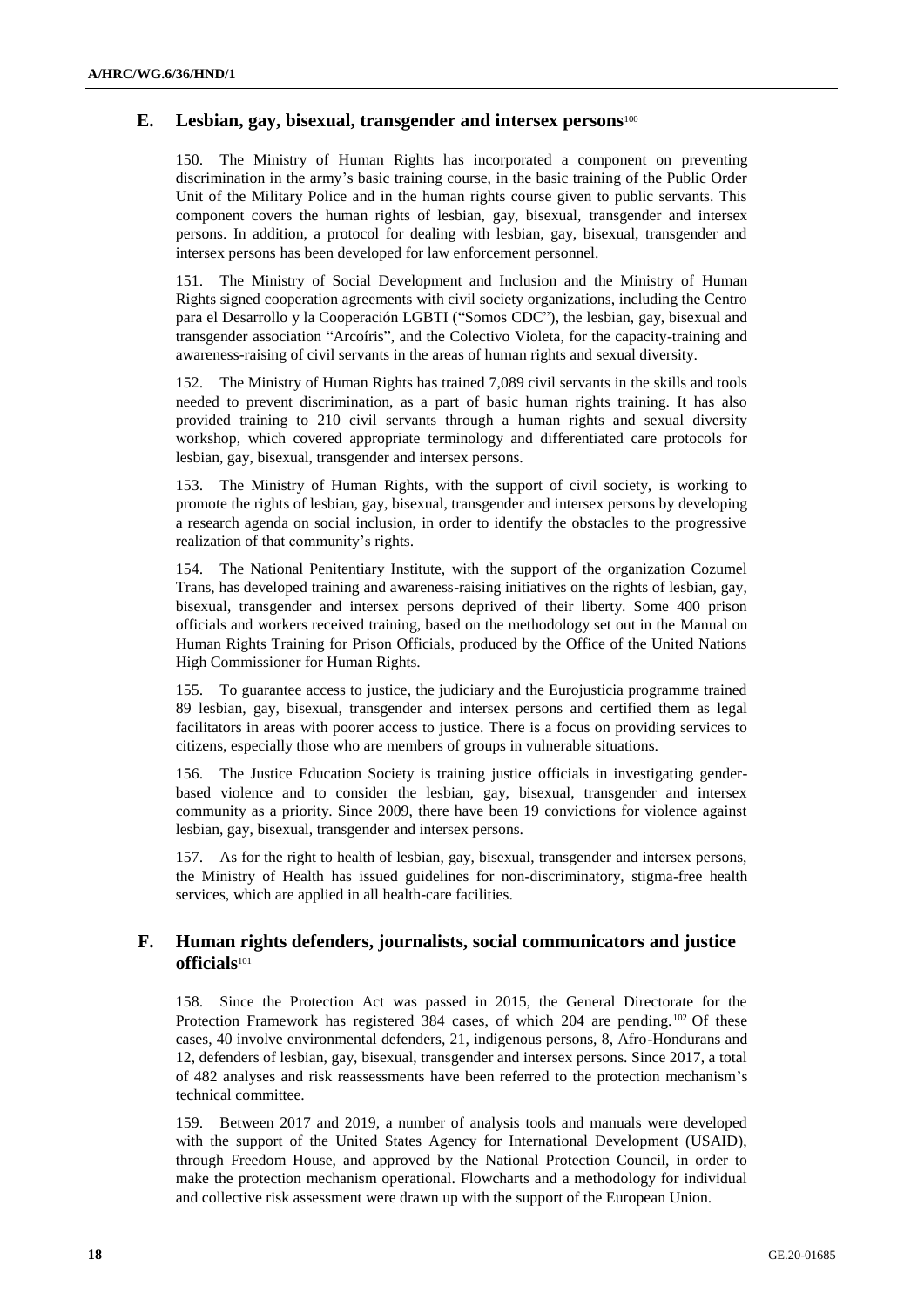## E. Lesbian, gay, bisexual, transgender and intersex persons[100]

150. The Ministry of Human Rights has incorporated a component on preventing discrimination in the army's basic training course, in the basic training of the Public Order Unit of the Military Police and in the human rights course given to public servants. This component covers the human rights of lesbian, gay, bisexual, transgender and intersex persons. In addition, a protocol for dealing with lesbian, gay, bisexual, transgender and intersex persons has been developed for law enforcement personnel.

151. The Ministry of Social Development and Inclusion and the Ministry of Human Rights signed cooperation agreements with civil society organizations, including the Centro para el Desarrollo y la Cooperación LGBTI ("Somos CDC"), the lesbian, gay, bisexual and transgender association "Arcoíris", and the Colectivo Violeta, for the capacity-training and awareness-raising of civil servants in the areas of human rights and sexual diversity.

152. The Ministry of Human Rights has trained 7,089 civil servants in the skills and tools needed to prevent discrimination, as a part of basic human rights training. It has also provided training to 210 civil servants through a human rights and sexual diversity workshop, which covered appropriate terminology and differentiated care protocols for lesbian, gay, bisexual, transgender and intersex persons.

153. The Ministry of Human Rights, with the support of civil society, is working to promote the rights of lesbian, gay, bisexual, transgender and intersex persons by developing a research agenda on social inclusion, in order to identify the obstacles to the progressive realization of that community's rights.

154. The National Penitentiary Institute, with the support of the organization Cozumel Trans, has developed training and awareness-raising initiatives on the rights of lesbian, gay, bisexual, transgender and intersex persons deprived of their liberty. Some 400 prison officials and workers received training, based on the methodology set out in the Manual on Human Rights Training for Prison Officials, produced by the Office of the United Nations High Commissioner for Human Rights.

155. To guarantee access to justice, the judiciary and the Eurojusticia programme trained 89 lesbian, gay, bisexual, transgender and intersex persons and certified them as legal facilitators in areas with poorer access to justice. There is a focus on providing services to citizens, especially those who are members of groups in vulnerable situations.

156. The Justice Education Society is training justice officials in investigating gender-based violence and to consider the lesbian, gay, bisexual, transgender and intersex community as a priority. Since 2009, there have been 19 convictions for violence against lesbian, gay, bisexual, transgender and intersex persons.

157. As for the right to health of lesbian, gay, bisexual, transgender and intersex persons, the Ministry of Health has issued guidelines for non-discriminatory, stigma-free health services, which are applied in all health-care facilities.

## F. Human rights defenders, journalists, social communicators and justice officials[101]

158. Since the Protection Act was passed in 2015, the General Directorate for the Protection Framework has registered 384 cases, of which 204 are pending.[102] Of these cases, 40 involve environmental defenders, 21, indigenous persons, 8, Afro-Hondurans and 12, defenders of lesbian, gay, bisexual, transgender and intersex persons. Since 2017, a total of 482 analyses and risk reassessments have been referred to the protection mechanism's technical committee.

159. Between 2017 and 2019, a number of analysis tools and manuals were developed with the support of the United States Agency for International Development (USAID), through Freedom House, and approved by the National Protection Council, in order to make the protection mechanism operational. Flowcharts and a methodology for individual and collective risk assessment were drawn up with the support of the European Union.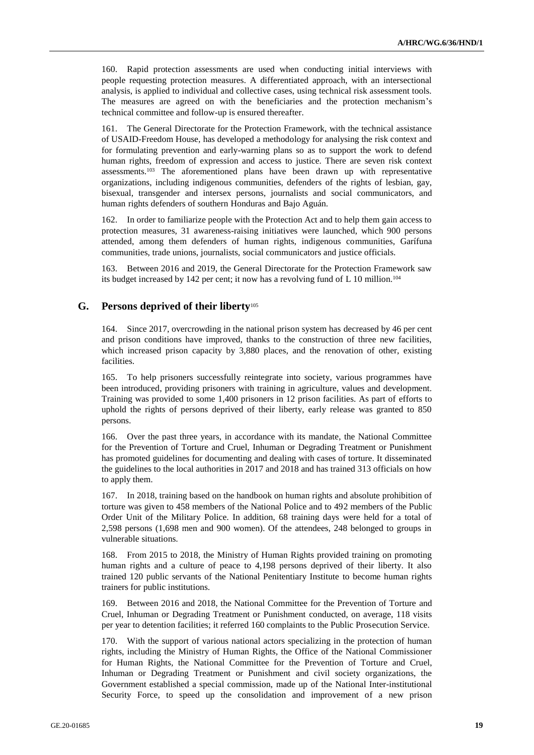160. Rapid protection assessments are used when conducting initial interviews with people requesting protection measures. A differentiated approach, with an intersectional analysis, is applied to individual and collective cases, using technical risk assessment tools. The measures are agreed on with the beneficiaries and the protection mechanism's technical committee and follow-up is ensured thereafter.

161. The General Directorate for the Protection Framework, with the technical assistance of USAID-Freedom House, has developed a methodology for analysing the risk context and for formulating prevention and early-warning plans so as to support the work to defend human rights, freedom of expression and access to justice. There are seven risk context assessments.[103] The aforementioned plans have been drawn up with representative organizations, including indigenous communities, defenders of the rights of lesbian, gay, bisexual, transgender and intersex persons, journalists and social communicators, and human rights defenders of southern Honduras and Bajo Aguán.

162. In order to familiarize people with the Protection Act and to help them gain access to protection measures, 31 awareness-raising initiatives were launched, which 900 persons attended, among them defenders of human rights, indigenous communities, Garífuna communities, trade unions, journalists, social communicators and justice officials.

163. Between 2016 and 2019, the General Directorate for the Protection Framework saw its budget increased by 142 per cent; it now has a revolving fund of L 10 million.[104]

## G. Persons deprived of their liberty[105]

164. Since 2017, overcrowding in the national prison system has decreased by 46 per cent and prison conditions have improved, thanks to the construction of three new facilities, which increased prison capacity by 3,880 places, and the renovation of other, existing facilities.

165. To help prisoners successfully reintegrate into society, various programmes have been introduced, providing prisoners with training in agriculture, values and development. Training was provided to some 1,400 prisoners in 12 prison facilities. As part of efforts to uphold the rights of persons deprived of their liberty, early release was granted to 850 persons.

166. Over the past three years, in accordance with its mandate, the National Committee for the Prevention of Torture and Cruel, Inhuman or Degrading Treatment or Punishment has promoted guidelines for documenting and dealing with cases of torture. It disseminated the guidelines to the local authorities in 2017 and 2018 and has trained 313 officials on how to apply them.

167. In 2018, training based on the handbook on human rights and absolute prohibition of torture was given to 458 members of the National Police and to 492 members of the Public Order Unit of the Military Police. In addition, 68 training days were held for a total of 2,598 persons (1,698 men and 900 women). Of the attendees, 248 belonged to groups in vulnerable situations.

168. From 2015 to 2018, the Ministry of Human Rights provided training on promoting human rights and a culture of peace to 4,198 persons deprived of their liberty. It also trained 120 public servants of the National Penitentiary Institute to become human rights trainers for public institutions.

169. Between 2016 and 2018, the National Committee for the Prevention of Torture and Cruel, Inhuman or Degrading Treatment or Punishment conducted, on average, 118 visits per year to detention facilities; it referred 160 complaints to the Public Prosecution Service.

170. With the support of various national actors specializing in the protection of human rights, including the Ministry of Human Rights, the Office of the National Commissioner for Human Rights, the National Committee for the Prevention of Torture and Cruel, Inhuman or Degrading Treatment or Punishment and civil society organizations, the Government established a special commission, made up of the National Inter-institutional Security Force, to speed up the consolidation and improvement of a new prison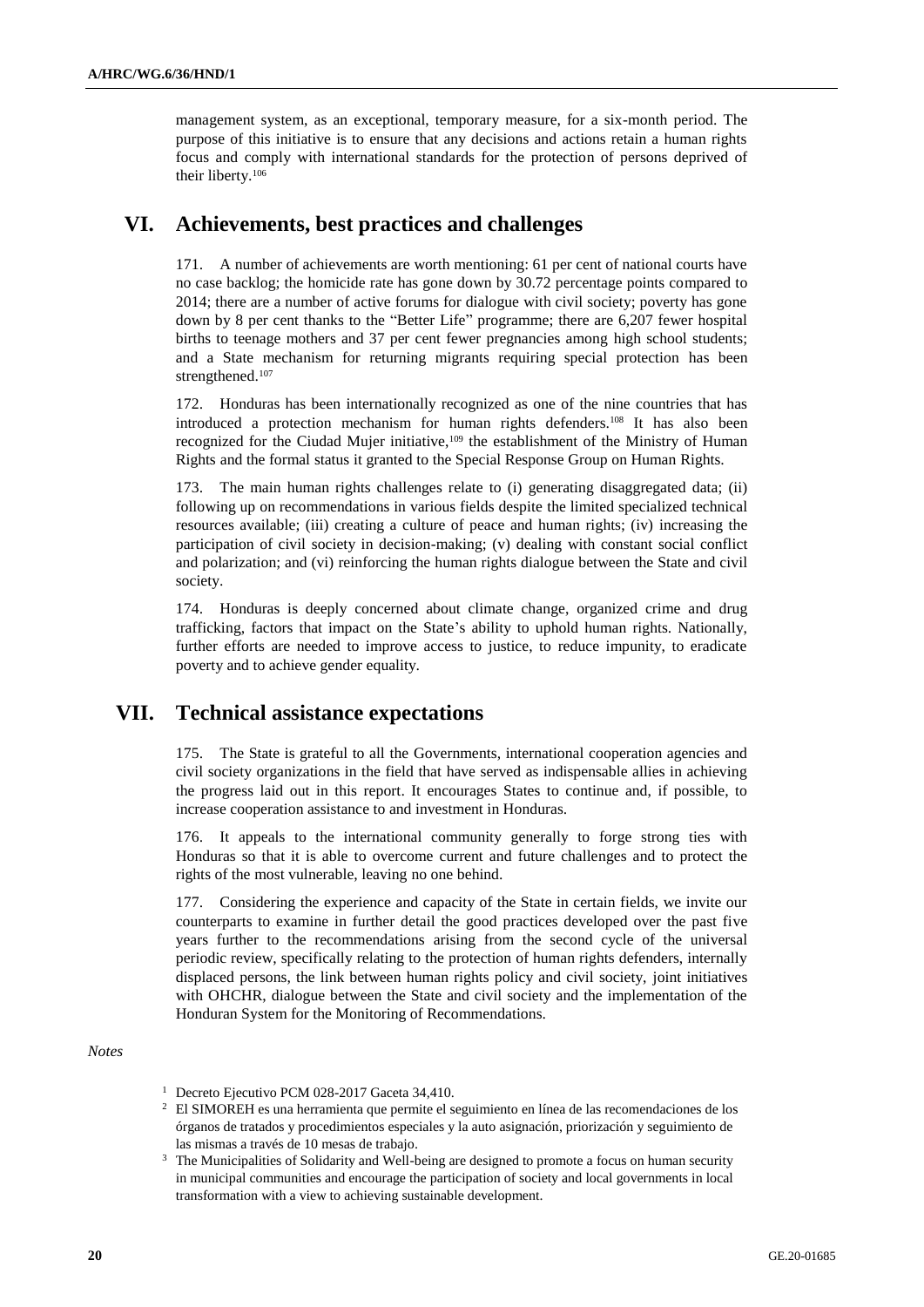management system, as an exceptional, temporary measure, for a six-month period. The purpose of this initiative is to ensure that any decisions and actions retain a human rights focus and comply with international standards for the protection of persons deprived of their liberty.[106]

# VI. Achievements, best practices and challenges

171. A number of achievements are worth mentioning: 61 per cent of national courts have no case backlog; the homicide rate has gone down by 30.72 percentage points compared to 2014; there are a number of active forums for dialogue with civil society; poverty has gone down by 8 per cent thanks to the "Better Life" programme; there are 6,207 fewer hospital births to teenage mothers and 37 per cent fewer pregnancies among high school students; and a State mechanism for returning migrants requiring special protection has been strengthened.[107]

172. Honduras has been internationally recognized as one of the nine countries that has introduced a protection mechanism for human rights defenders.[108] It has also been recognized for the Ciudad Mujer initiative,[109] the establishment of the Ministry of Human Rights and the formal status it granted to the Special Response Group on Human Rights.

173. The main human rights challenges relate to (i) generating disaggregated data; (ii) following up on recommendations in various fields despite the limited specialized technical resources available; (iii) creating a culture of peace and human rights; (iv) increasing the participation of civil society in decision-making; (v) dealing with constant social conflict and polarization; and (vi) reinforcing the human rights dialogue between the State and civil society.

174. Honduras is deeply concerned about climate change, organized crime and drug trafficking, factors that impact on the State's ability to uphold human rights. Nationally, further efforts are needed to improve access to justice, to reduce impunity, to eradicate poverty and to achieve gender equality.

# VII. Technical assistance expectations

175. The State is grateful to all the Governments, international cooperation agencies and civil society organizations in the field that have served as indispensable allies in achieving the progress laid out in this report. It encourages States to continue and, if possible, to increase cooperation assistance to and investment in Honduras.

176. It appeals to the international community generally to forge strong ties with Honduras so that it is able to overcome current and future challenges and to protect the rights of the most vulnerable, leaving no one behind.

177. Considering the experience and capacity of the State in certain fields, we invite our counterparts to examine in further detail the good practices developed over the past five years further to the recommendations arising from the second cycle of the universal periodic review, specifically relating to the protection of human rights defenders, internally displaced persons, the link between human rights policy and civil society, joint initiatives with OHCHR, dialogue between the State and civil society and the implementation of the Honduran System for the Monitoring of Recommendations.

*Notes*

[1] Decreto Ejecutivo PCM 028-2017 Gaceta 34,410.

[2] El SIMOREH es una herramienta que permite el seguimiento en línea de las recomendaciones de los órganos de tratados y procedimientos especiales y la auto asignación, priorización y seguimiento de las mismas a través de 10 mesas de trabajo.

[3] The Municipalities of Solidarity and Well-being are designed to promote a focus on human security in municipal communities and encourage the participation of society and local governments in local transformation with a view to achieving sustainable development.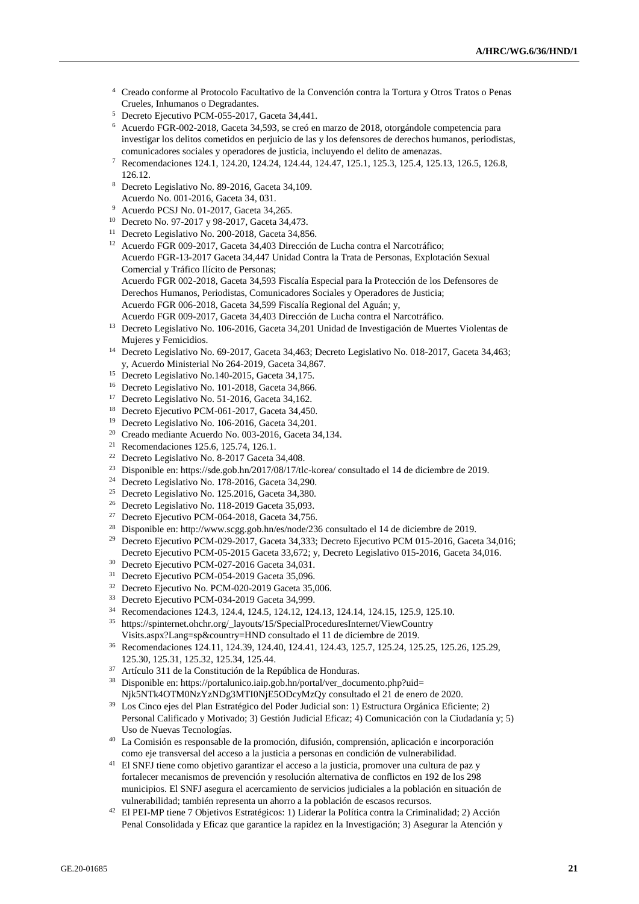[4] Creado conforme al Protocolo Facultativo de la Convención contra la Tortura y Otros Tratos o Penas Crueles, Inhumanos o Degradantes.

[5] Decreto Ejecutivo PCM-055-2017, Gaceta 34,441.

[6] Acuerdo FGR-002-2018, Gaceta 34,593, se creó en marzo de 2018, otorgándole competencia para investigar los delitos cometidos en perjuicio de las y los defensores de derechos humanos, periodistas, comunicadores sociales y operadores de justicia, incluyendo el delito de amenazas.

[7] Recomendaciones 124.1, 124.20, 124.24, 124.44, 124.47, 125.1, 125.3, 125.4, 125.13, 126.5, 126.8, 126.12.

[8] Decreto Legislativo No. 89-2016, Gaceta 34,109.
Acuerdo No. 001-2016, Gaceta 34, 031.

[9] Acuerdo PCSJ No. 01-2017, Gaceta 34,265.

[10] Decreto No. 97-2017 y 98-2017, Gaceta 34,473.

[11] Decreto Legislativo No. 200-2018, Gaceta 34,856.

[12] Acuerdo FGR 009-2017, Gaceta 34,403 Dirección de Lucha contra el Narcotráfico;
Acuerdo FGR-13-2017 Gaceta 34,447 Unidad Contra la Trata de Personas, Explotación Sexual Comercial y Tráfico Ilícito de Personas;
Acuerdo FGR 002-2018, Gaceta 34,593 Fiscalía Especial para la Protección de los Defensores de Derechos Humanos, Periodistas, Comunicadores Sociales y Operadores de Justicia;
Acuerdo FGR 006-2018, Gaceta 34,599 Fiscalía Regional del Aguán; y,
Acuerdo FGR 009-2017, Gaceta 34,403 Dirección de Lucha contra el Narcotráfico.

[13] Decreto Legislativo No. 106-2016, Gaceta 34,201 Unidad de Investigación de Muertes Violentas de Mujeres y Femicidios.

[14] Decreto Legislativo No. 69-2017, Gaceta 34,463; Decreto Legislativo No. 018-2017, Gaceta 34,463; y, Acuerdo Ministerial No 264-2019, Gaceta 34,867.

[15] Decreto Legislativo No.140-2015, Gaceta 34,175.

[16] Decreto Legislativo No. 101-2018, Gaceta 34,866.

[17] Decreto Legislativo No. 51-2016, Gaceta 34,162.

[18] Decreto Ejecutivo PCM-061-2017, Gaceta 34,450.

[19] Decreto Legislativo No. 106-2016, Gaceta 34,201.

[20] Creado mediante Acuerdo No. 003-2016, Gaceta 34,134.

[21] Recomendaciones 125.6, 125.74, 126.1.

[22] Decreto Legislativo No. 8-2017 Gaceta 34,408.

[23] Disponible en: https://sde.gob.hn/2017/08/17/tlc-korea/ consultado el 14 de diciembre de 2019.

[24] Decreto Legislativo No. 178-2016, Gaceta 34,290.

[25] Decreto Legislativo No. 125.2016, Gaceta 34,380.

[26] Decreto Legislativo No. 118-2019 Gaceta 35,093.

[27] Decreto Ejecutivo PCM-064-2018, Gaceta 34,756.

[28] Disponible en: http://www.scgg.gob.hn/es/node/236 consultado el 14 de diciembre de 2019.

[29] Decreto Ejecutivo PCM-029-2017, Gaceta 34,333; Decreto Ejecutivo PCM 015-2016, Gaceta 34,016; Decreto Ejecutivo PCM-05-2015 Gaceta 33,672; y, Decreto Legislativo 015-2016, Gaceta 34,016.

[30] Decreto Ejecutivo PCM-027-2016 Gaceta 34,031.

[31] Decreto Ejecutivo PCM-054-2019 Gaceta 35,096.

[32] Decreto Ejecutivo No. PCM-020-2019 Gaceta 35,006.

[33] Decreto Ejecutivo PCM-034-2019 Gaceta 34,999.

[34] Recomendaciones 124.3, 124.4, 124.5, 124.12, 124.13, 124.14, 124.15, 125.9, 125.10.

[35] https://spinternet.ohchr.org/_layouts/15/SpecialProceduresInternet/ViewCountry Visits.aspx?Lang=sp&country=HND consultado el 11 de diciembre de 2019.

[36] Recomendaciones 124.11, 124.39, 124.40, 124.41, 124.43, 125.7, 125.24, 125.25, 125.26, 125.29, 125.30, 125.31, 125.32, 125.34, 125.44.

[37] Artículo 311 de la Constitución de la República de Honduras.

[38] Disponible en: https://portalunico.iaip.gob.hn/portal/ver_documento.php?uid= Njk5NTk4OTM0NzYzNDg3MTI0NjE5ODcyMzQy consultado el 21 de enero de 2020.

[39] Los Cinco ejes del Plan Estratégico del Poder Judicial son: 1) Estructura Orgánica Eficiente; 2) Personal Calificado y Motivado; 3) Gestión Judicial Eficaz; 4) Comunicación con la Ciudadanía y; 5) Uso de Nuevas Tecnologías.

[40] La Comisión es responsable de la promoción, difusión, comprensión, aplicación e incorporación como eje transversal del acceso a la justicia a personas en condición de vulnerabilidad.

[41] El SNFJ tiene como objetivo garantizar el acceso a la justicia, promover una cultura de paz y fortalecer mecanismos de prevención y resolución alternativa de conflictos en 192 de los 298 municipios. El SNFJ asegura el acercamiento de servicios judiciales a la población en situación de vulnerabilidad; también representa un ahorro a la población de escasos recursos.

[42] El PEI-MP tiene 7 Objetivos Estratégicos: 1) Liderar la Política contra la Criminalidad; 2) Acción Penal Consolidada y Eficaz que garantice la rapidez en la Investigación; 3) Asegurar la Atención y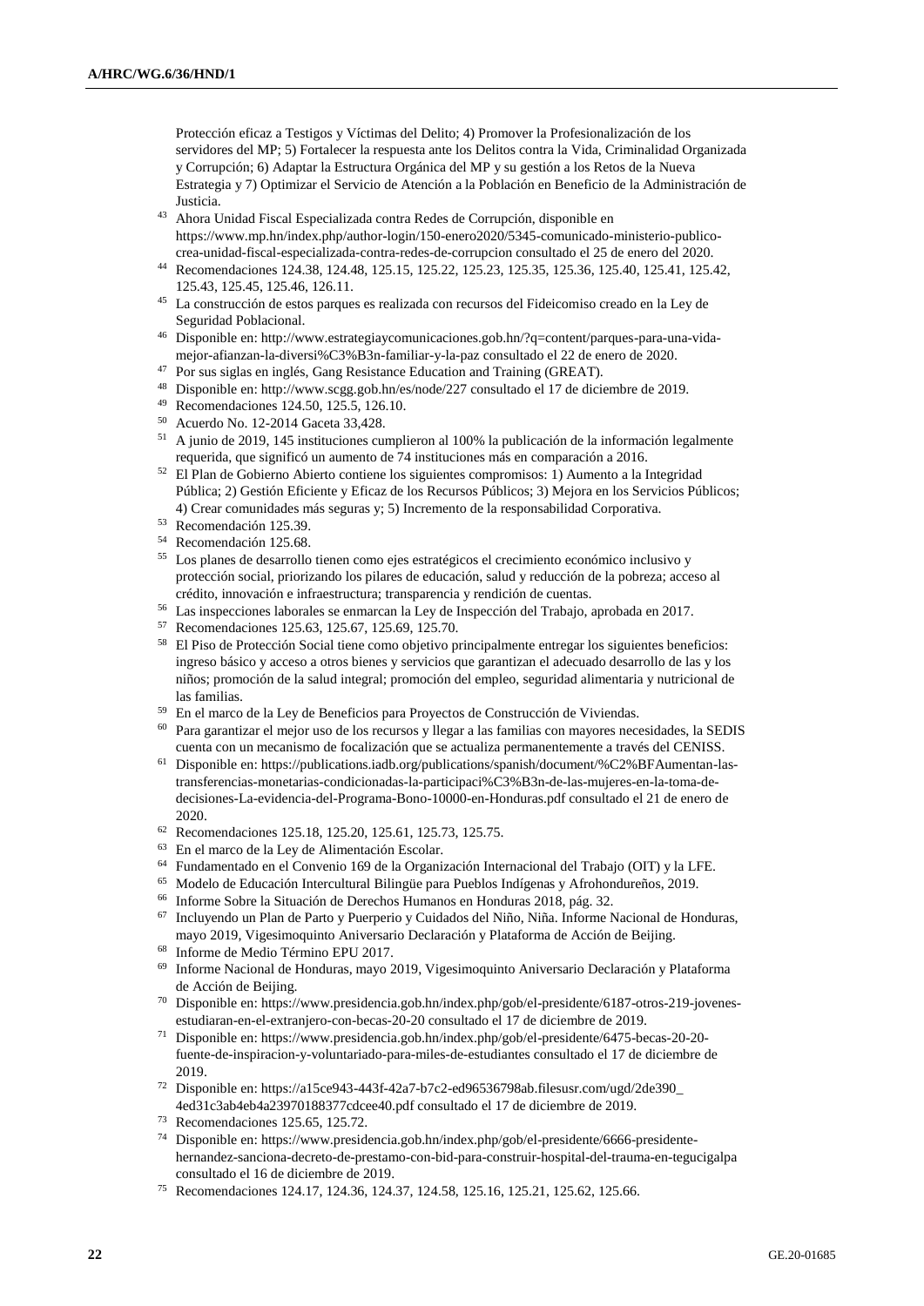Protección eficaz a Testigos y Víctimas del Delito; 4) Promover la Profesionalización de los servidores del MP; 5) Fortalecer la respuesta ante los Delitos contra la Vida, Criminalidad Organizada y Corrupción; 6) Adaptar la Estructura Orgánica del MP y su gestión a los Retos de la Nueva Estrategia y 7) Optimizar el Servicio de Atención a la Población en Beneficio de la Administración de Justicia.

[43] Ahora Unidad Fiscal Especializada contra Redes de Corrupción, disponible en https://www.mp.hn/index.php/author-login/150-enero2020/5345-comunicado-ministerio-publico-crea-unidad-fiscal-especializada-contra-redes-de-corrupcion consultado el 25 de enero del 2020.

[44] Recomendaciones 124.38, 124.48, 125.15, 125.22, 125.23, 125.35, 125.36, 125.40, 125.41, 125.42, 125.43, 125.45, 125.46, 126.11.

[45] La construcción de estos parques es realizada con recursos del Fideicomiso creado en la Ley de Seguridad Poblacional.

[46] Disponible en: http://www.estrategiaycomunicaciones.gob.hn/?q=content/parques-para-una-vida-mejor-afianzan-la-diversi%C3%B3n-familiar-y-la-paz consultado el 22 de enero de 2020.

[47] Por sus siglas en inglés, Gang Resistance Education and Training (GREAT).

[48] Disponible en: http://www.scgg.gob.hn/es/node/227 consultado el 17 de diciembre de 2019.

[49] Recomendaciones 124.50, 125.5, 126.10.

[50] Acuerdo No. 12-2014 Gaceta 33,428.

[51] A junio de 2019, 145 instituciones cumplieron al 100% la publicación de la información legalmente requerida, que significó un aumento de 74 instituciones más en comparación a 2016.

[52] El Plan de Gobierno Abierto contiene los siguientes compromisos: 1) Aumento a la Integridad Pública; 2) Gestión Eficiente y Eficaz de los Recursos Públicos; 3) Mejora en los Servicios Públicos; 4) Crear comunidades más seguras y; 5) Incremento de la responsabilidad Corporativa.

[53] Recomendación 125.39.

[54] Recomendación 125.68.

[55] Los planes de desarrollo tienen como ejes estratégicos el crecimiento económico inclusivo y protección social, priorizando los pilares de educación, salud y reducción de la pobreza; acceso al crédito, innovación e infraestructura; transparencia y rendición de cuentas.

[56] Las inspecciones laborales se enmarcan la Ley de Inspección del Trabajo, aprobada en 2017.

[57] Recomendaciones 125.63, 125.67, 125.69, 125.70.

[58] El Piso de Protección Social tiene como objetivo principalmente entregar los siguientes beneficios: ingreso básico y acceso a otros bienes y servicios que garantizan el adecuado desarrollo de las y los niños; promoción de la salud integral; promoción del empleo, seguridad alimentaria y nutricional de las familias.

[59] En el marco de la Ley de Beneficios para Proyectos de Construcción de Viviendas.

[60] Para garantizar el mejor uso de los recursos y llegar a las familias con mayores necesidades, la SEDIS cuenta con un mecanismo de focalización que se actualiza permanentemente a través del CENISS.

[61] Disponible en: https://publications.iadb.org/publications/spanish/document/%C2%BFAumentan-las-transferencias-monetarias-condicionadas-la-participaci%C3%B3n-de-las-mujeres-en-la-toma-de-decisiones-La-evidencia-del-Programa-Bono-10000-en-Honduras.pdf consultado el 21 de enero de 2020.

[62] Recomendaciones 125.18, 125.20, 125.61, 125.73, 125.75.

[63] En el marco de la Ley de Alimentación Escolar.

[64] Fundamentado en el Convenio 169 de la Organización Internacional del Trabajo (OIT) y la LFE.

[65] Modelo de Educación Intercultural Bilingüe para Pueblos Indígenas y Afrohondureños, 2019.

[66] Informe Sobre la Situación de Derechos Humanos en Honduras 2018, pág. 32.

[67] Incluyendo un Plan de Parto y Puerperio y Cuidados del Niño, Niña. Informe Nacional de Honduras, mayo 2019, Vigesimoquinto Aniversario Declaración y Plataforma de Acción de Beijing.

[68] Informe de Medio Término EPU 2017.

[69] Informe Nacional de Honduras, mayo 2019, Vigesimoquinto Aniversario Declaración y Plataforma de Acción de Beijing.

[70] Disponible en: https://www.presidencia.gob.hn/index.php/gob/el-presidente/6187-otros-219-jovenes-estudiaran-en-el-extranjero-con-becas-20-20 consultado el 17 de diciembre de 2019.

[71] Disponible en: https://www.presidencia.gob.hn/index.php/gob/el-presidente/6475-becas-20-20-fuente-de-inspiracion-y-voluntariado-para-miles-de-estudiantes consultado el 17 de diciembre de 2019.

[72] Disponible en: https://a15ce943-443f-42a7-b7c2-ed96536798ab.filesusr.com/ugd/2de390_4ed31c3ab4eb4a23970188377cdcee40.pdf consultado el 17 de diciembre de 2019.

[73] Recomendaciones 125.65, 125.72.

[74] Disponible en: https://www.presidencia.gob.hn/index.php/gob/el-presidente/6666-presidente-hernandez-sanciona-decreto-de-prestamo-con-bid-para-construir-hospital-del-trauma-en-tegucigalpa consultado el 16 de diciembre de 2019.

[75] Recomendaciones 124.17, 124.36, 124.37, 124.58, 125.16, 125.21, 125.62, 125.66.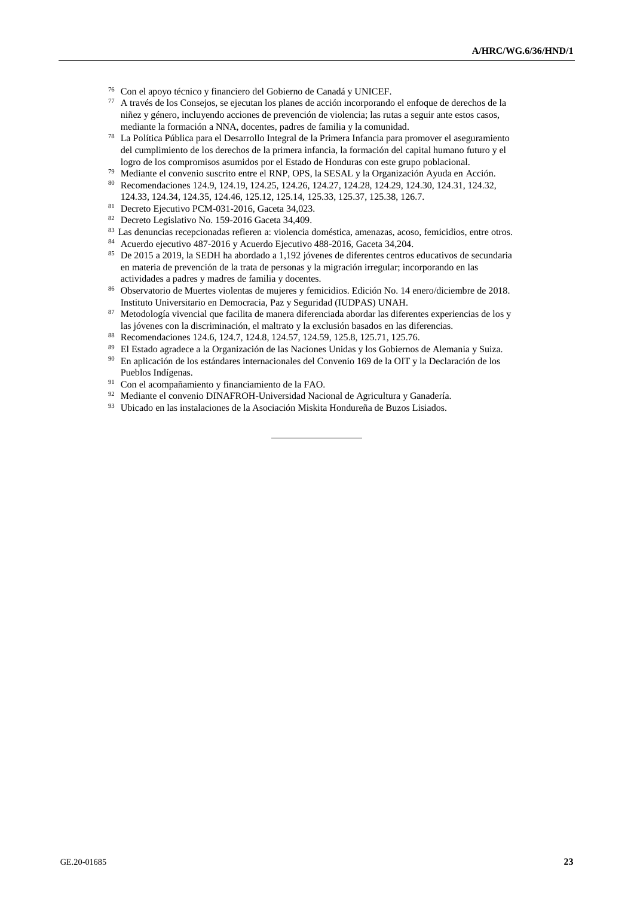[76] Con el apoyo técnico y financiero del Gobierno de Canadá y UNICEF.

[77] A través de los Consejos, se ejecutan los planes de acción incorporando el enfoque de derechos de la niñez y género, incluyendo acciones de prevención de violencia; las rutas a seguir ante estos casos, mediante la formación a NNA, docentes, padres de familia y la comunidad.

[78] La Política Pública para el Desarrollo Integral de la Primera Infancia para promover el aseguramiento del cumplimiento de los derechos de la primera infancia, la formación del capital humano futuro y el logro de los compromisos asumidos por el Estado de Honduras con este grupo poblacional.

[79] Mediante el convenio suscrito entre el RNP, OPS, la SESAL y la Organización Ayuda en Acción.

[80] Recomendaciones 124.9, 124.19, 124.25, 124.26, 124.27, 124.28, 124.29, 124.30, 124.31, 124.32, 124.33, 124.34, 124.35, 124.46, 125.12, 125.14, 125.33, 125.37, 125.38, 126.7.

[81] Decreto Ejecutivo PCM-031-2016, Gaceta 34,023.

[82] Decreto Legislativo No. 159-2016 Gaceta 34,409.

[83] Las denuncias recepcionadas refieren a: violencia doméstica, amenazas, acoso, femicidios, entre otros.

[84] Acuerdo ejecutivo 487-2016 y Acuerdo Ejecutivo 488-2016, Gaceta 34,204.

[85] De 2015 a 2019, la SEDH ha abordado a 1,192 jóvenes de diferentes centros educativos de secundaria en materia de prevención de la trata de personas y la migración irregular; incorporando en las actividades a padres y madres de familia y docentes.

[86] Observatorio de Muertes violentas de mujeres y femicidios. Edición No. 14 enero/diciembre de 2018. Instituto Universitario en Democracia, Paz y Seguridad (IUDPAS) UNAH.

[87] Metodología vivencial que facilita de manera diferenciada abordar las diferentes experiencias de los y las jóvenes con la discriminación, el maltrato y la exclusión basados en las diferencias.

[88] Recomendaciones 124.6, 124.7, 124.8, 124.57, 124.59, 125.8, 125.71, 125.76.

[89] El Estado agradece a la Organización de las Naciones Unidas y los Gobiernos de Alemania y Suiza.

[90] En aplicación de los estándares internacionales del Convenio 169 de la OIT y la Declaración de los Pueblos Indígenas.

[91] Con el acompañamiento y financiamiento de la FAO.

[92] Mediante el convenio DINAFROH-Universidad Nacional de Agricultura y Ganadería.

[93] Ubicado en las instalaciones de la Asociación Miskita Hondureña de Buzos Lisiados.